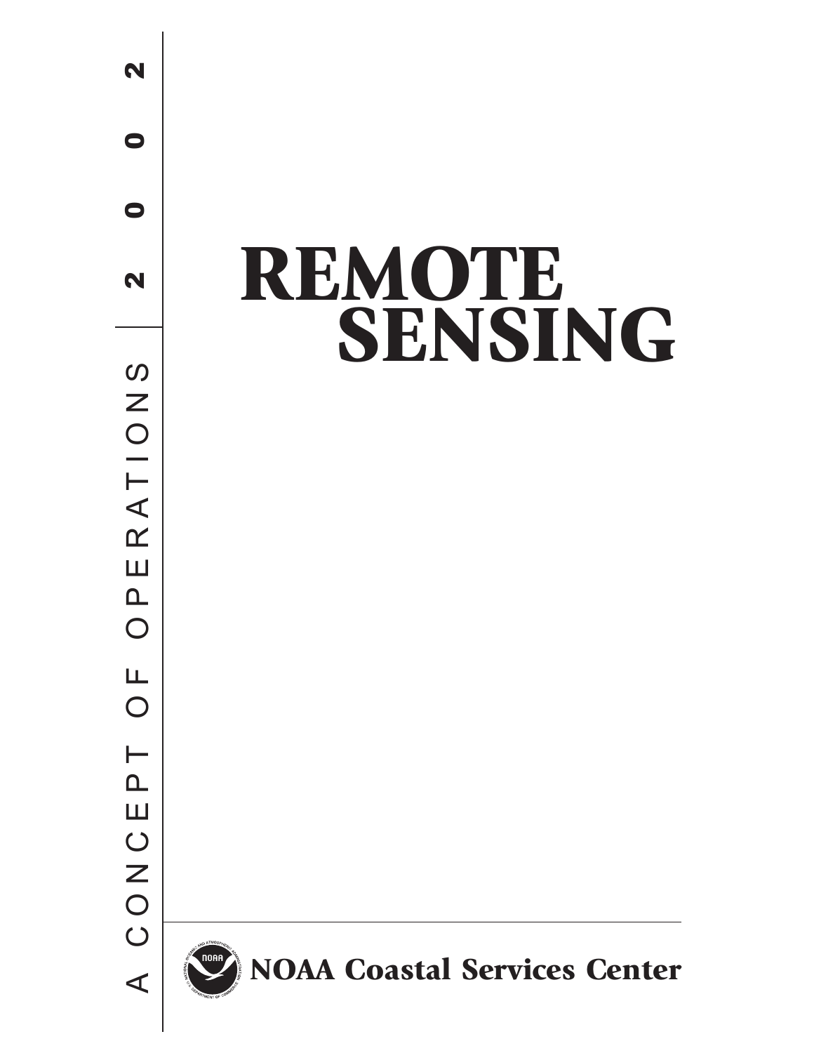# REMOTE SENSING

A CONCEPT OF OPERATIONS

2002

NOAA Coastal Services Center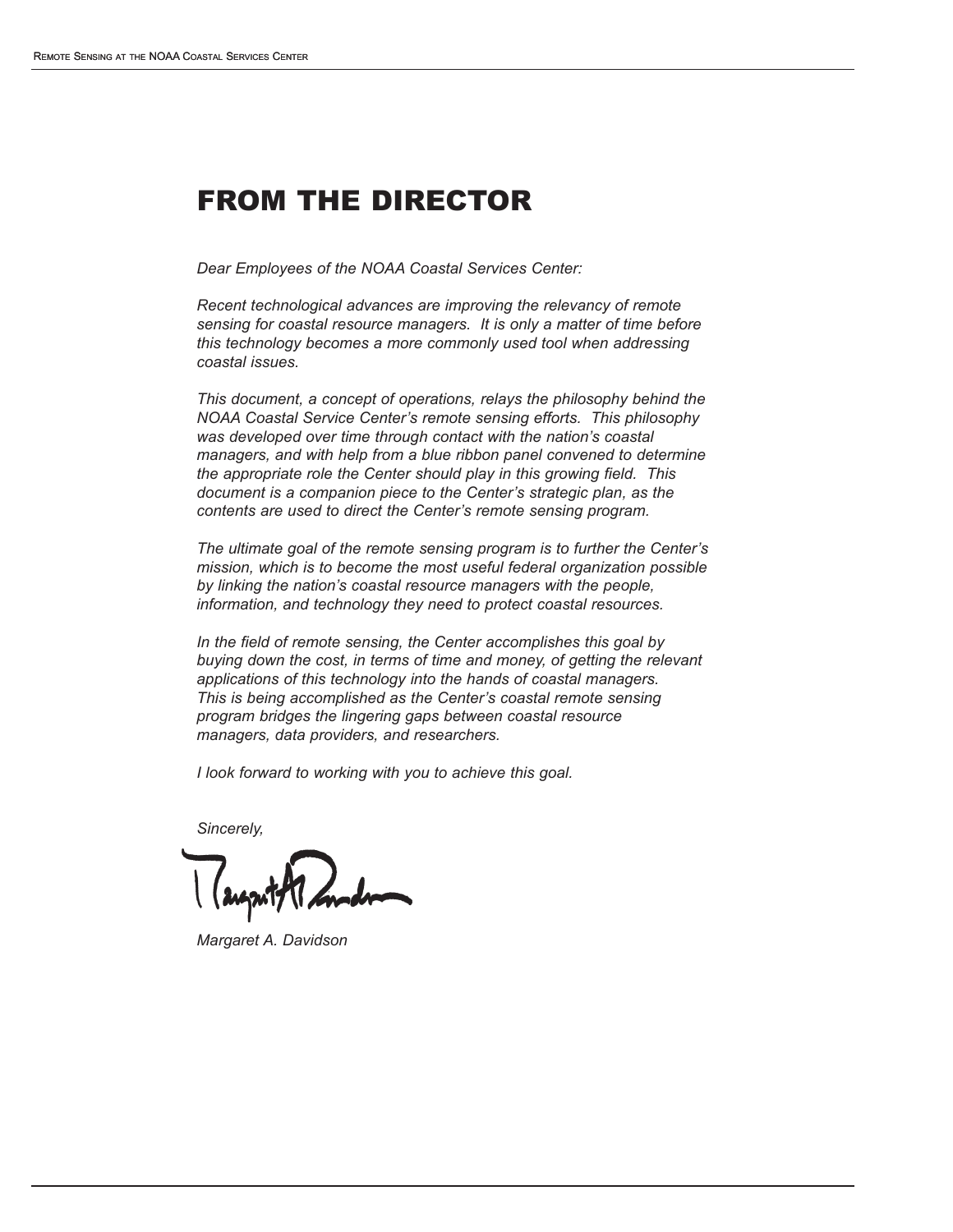# FROM THE DIRECTOR

*Dear Employees of the NOAA Coastal Services Center:*

*Recent technological advances are improving the relevancy of remote sensing for coastal resource managers. It is only a matter of time before this technology becomes a more commonly used tool when addressing coastal issues.*

*This document, a concept of operations, relays the philosophy behind the NOAA Coastal Service Center's remote sensing efforts. This philosophy was developed over time through contact with the nation's coastal managers, and with help from a blue ribbon panel convened to determine the appropriate role the Center should play in this growing field. This document is a companion piece to the Center's strategic plan, as the contents are used to direct the Center's remote sensing program.*

*The ultimate goal of the remote sensing program is to further the Center's mission, which is to become the most useful federal organization possible by linking the nation's coastal resource managers with the people, information, and technology they need to protect coastal resources.*

*In the field of remote sensing, the Center accomplishes this goal by buying down the cost, in terms of time and money, of getting the relevant applications of this technology into the hands of coastal managers. This is being accomplished as the Center's coastal remote sensing program bridges the lingering gaps between coastal resource managers, data providers, and researchers.*

*I look forward to working with you to achieve this goal.*

*Sincerely,*

*Margaret A. Davidson*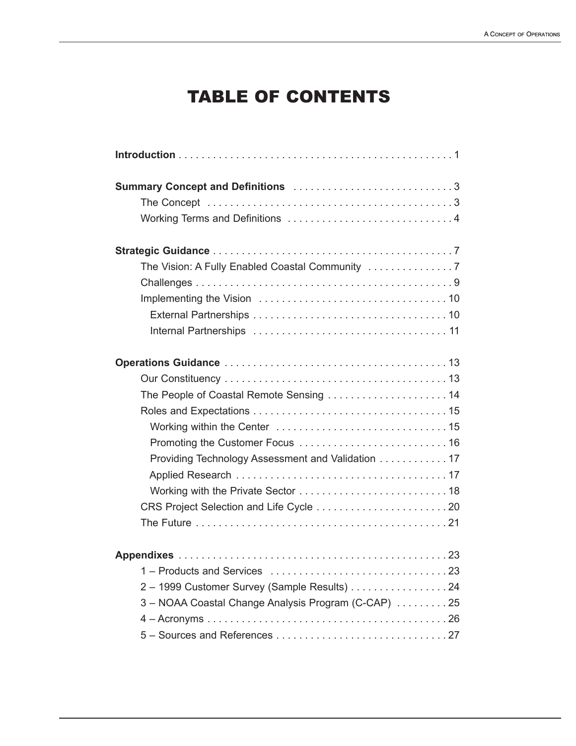# TABLE OF CONTENTS

**Introduction** . . . . . . . . . . . . . . . . . . . . . . . . . . . . . . . . . . . . . . . . . . . . . . . . 1

**Summary Concept and Definitions** . . . . . . . . . . . . . . . . . . . . . . . . . . . . 3
- The Concept . . . . . . . . . . . . . . . . . . . . . . . . . . . . . . . . . . . . . . . . . . . 3
- Working Terms and Definitions . . . . . . . . . . . . . . . . . . . . . . . . . . . . . 4

**Strategic Guidance** . . . . . . . . . . . . . . . . . . . . . . . . . . . . . . . . . . . . . . . . . . 7
- The Vision: A Fully Enabled Coastal Community . . . . . . . . . . . . . . . 7
- Challenges . . . . . . . . . . . . . . . . . . . . . . . . . . . . . . . . . . . . . . . . . . . . . 9
- Implementing the Vision . . . . . . . . . . . . . . . . . . . . . . . . . . . . . . . . 10
  - External Partnerships . . . . . . . . . . . . . . . . . . . . . . . . . . . . . . . . . 10
  - Internal Partnerships . . . . . . . . . . . . . . . . . . . . . . . . . . . . . . . . . 11

**Operations Guidance** . . . . . . . . . . . . . . . . . . . . . . . . . . . . . . . . . . . . . . . 13
- Our Constituency . . . . . . . . . . . . . . . . . . . . . . . . . . . . . . . . . . . . . . . 13
- The People of Coastal Remote Sensing . . . . . . . . . . . . . . . . . . . . . 14
- Roles and Expectations . . . . . . . . . . . . . . . . . . . . . . . . . . . . . . . . . 15
  - Working within the Center . . . . . . . . . . . . . . . . . . . . . . . . . . . . . . 15
  - Promoting the Customer Focus . . . . . . . . . . . . . . . . . . . . . . . . . . 16
  - Providing Technology Assessment and Validation . . . . . . . . . . . . 17
  - Applied Research . . . . . . . . . . . . . . . . . . . . . . . . . . . . . . . . . . . . 17
  - Working with the Private Sector . . . . . . . . . . . . . . . . . . . . . . . . . . 18
- CRS Project Selection and Life Cycle . . . . . . . . . . . . . . . . . . . . . . . 20
- The Future . . . . . . . . . . . . . . . . . . . . . . . . . . . . . . . . . . . . . . . . . . . . 21

**Appendixes** . . . . . . . . . . . . . . . . . . . . . . . . . . . . . . . . . . . . . . . . . . . . . . . 23
- 1 – Products and Services . . . . . . . . . . . . . . . . . . . . . . . . . . . . . . . 23
- 2 – 1999 Customer Survey (Sample Results) . . . . . . . . . . . . . . . . . 24
- 3 – NOAA Coastal Change Analysis Program (C-CAP) . . . . . . . . . 25
- 4 – Acronyms . . . . . . . . . . . . . . . . . . . . . . . . . . . . . . . . . . . . . . . . . . 26
- 5 – Sources and References . . . . . . . . . . . . . . . . . . . . . . . . . . . . . . 27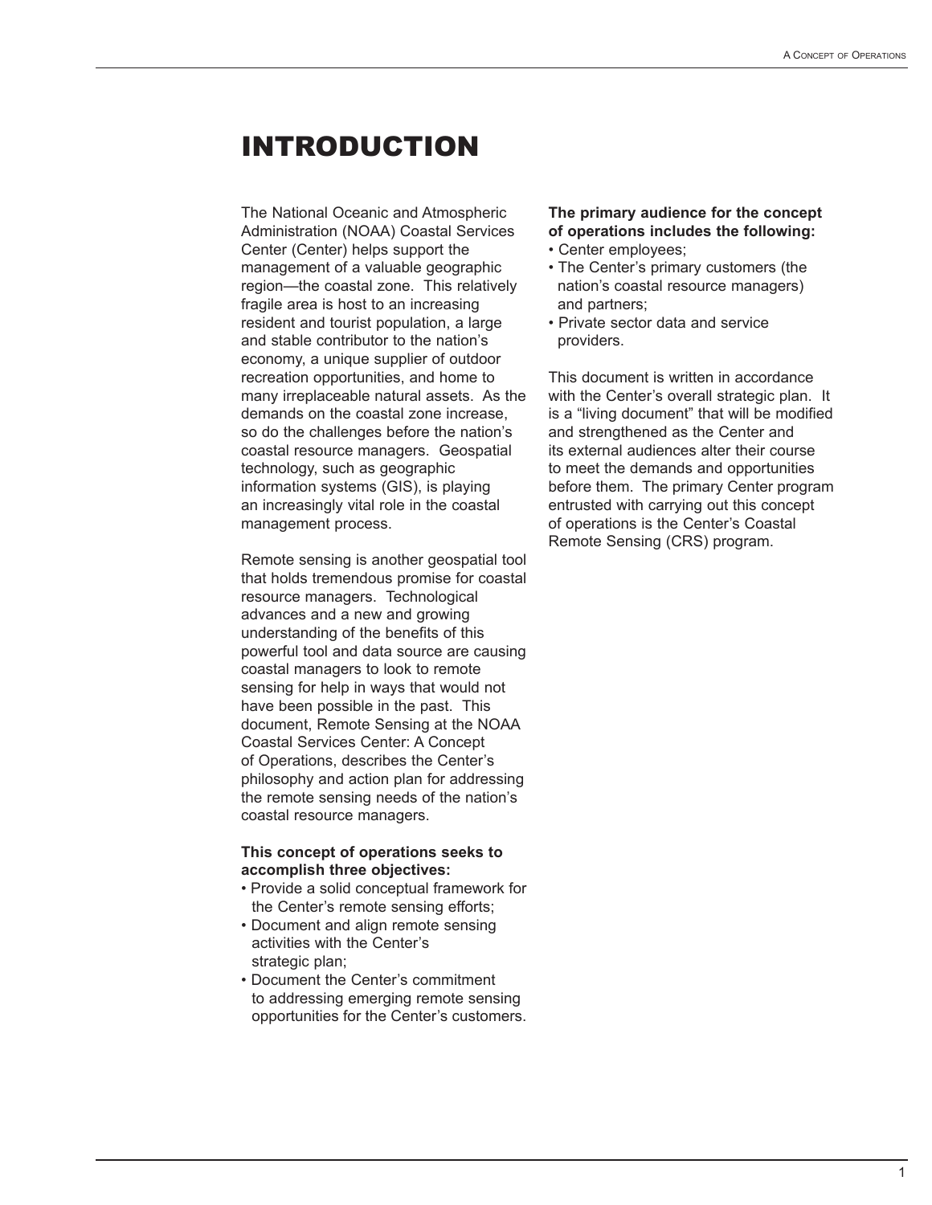# INTRODUCTION

The National Oceanic and Atmospheric Administration (NOAA) Coastal Services Center (Center) helps support the management of a valuable geographic region—the coastal zone. This relatively fragile area is host to an increasing resident and tourist population, a large and stable contributor to the nation's economy, a unique supplier of outdoor recreation opportunities, and home to many irreplaceable natural assets. As the demands on the coastal zone increase, so do the challenges before the nation's coastal resource managers. Geospatial technology, such as geographic information systems (GIS), is playing an increasingly vital role in the coastal management process.

Remote sensing is another geospatial tool that holds tremendous promise for coastal resource managers. Technological advances and a new and growing understanding of the benefits of this powerful tool and data source are causing coastal managers to look to remote sensing for help in ways that would not have been possible in the past. This document, Remote Sensing at the NOAA Coastal Services Center: A Concept of Operations, describes the Center's philosophy and action plan for addressing the remote sensing needs of the nation's coastal resource managers.

**This concept of operations seeks to accomplish three objectives:**

- Provide a solid conceptual framework for the Center's remote sensing efforts;
- Document and align remote sensing activities with the Center's strategic plan;
- Document the Center's commitment to addressing emerging remote sensing opportunities for the Center's customers.

**The primary audience for the concept of operations includes the following:**

- Center employees;
- The Center's primary customers (the nation's coastal resource managers) and partners;
- Private sector data and service providers.

This document is written in accordance with the Center's overall strategic plan. It is a "living document" that will be modified and strengthened as the Center and its external audiences alter their course to meet the demands and opportunities before them. The primary Center program entrusted with carrying out this concept of operations is the Center's Coastal Remote Sensing (CRS) program.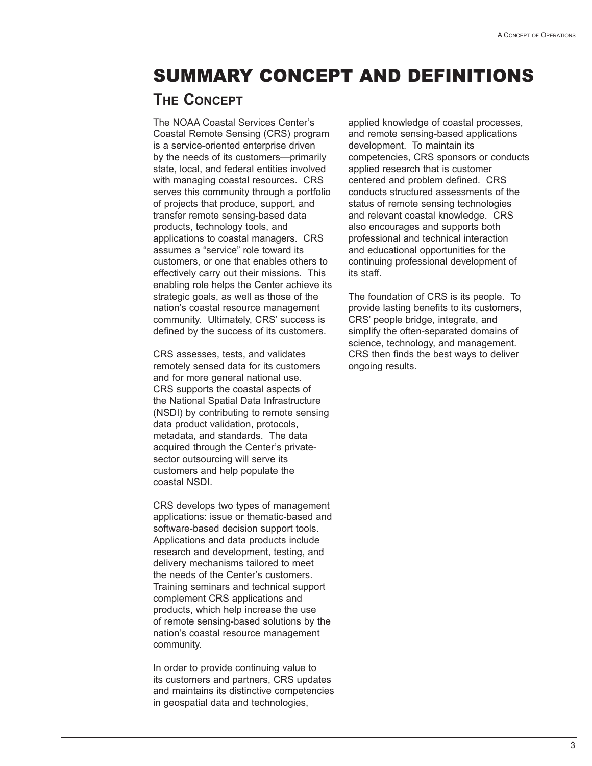# SUMMARY CONCEPT AND DEFINITIONS

## The Concept

The NOAA Coastal Services Center's Coastal Remote Sensing (CRS) program is a service-oriented enterprise driven by the needs of its customers—primarily state, local, and federal entities involved with managing coastal resources. CRS serves this community through a portfolio of projects that produce, support, and transfer remote sensing-based data products, technology tools, and applications to coastal managers. CRS assumes a "service" role toward its customers, or one that enables others to effectively carry out their missions. This enabling role helps the Center achieve its strategic goals, as well as those of the nation's coastal resource management community. Ultimately, CRS' success is defined by the success of its customers.

CRS assesses, tests, and validates remotely sensed data for its customers and for more general national use. CRS supports the coastal aspects of the National Spatial Data Infrastructure (NSDI) by contributing to remote sensing data product validation, protocols, metadata, and standards. The data acquired through the Center's private-sector outsourcing will serve its customers and help populate the coastal NSDI.

CRS develops two types of management applications: issue or thematic-based and software-based decision support tools. Applications and data products include research and development, testing, and delivery mechanisms tailored to meet the needs of the Center's customers. Training seminars and technical support complement CRS applications and products, which help increase the use of remote sensing-based solutions by the nation's coastal resource management community.

In order to provide continuing value to its customers and partners, CRS updates and maintains its distinctive competencies in geospatial data and technologies, applied knowledge of coastal processes, and remote sensing-based applications development. To maintain its competencies, CRS sponsors or conducts applied research that is customer centered and problem defined. CRS conducts structured assessments of the status of remote sensing technologies and relevant coastal knowledge. CRS also encourages and supports both professional and technical interaction and educational opportunities for the continuing professional development of its staff.

The foundation of CRS is its people. To provide lasting benefits to its customers, CRS' people bridge, integrate, and simplify the often-separated domains of science, technology, and management. CRS then finds the best ways to deliver ongoing results.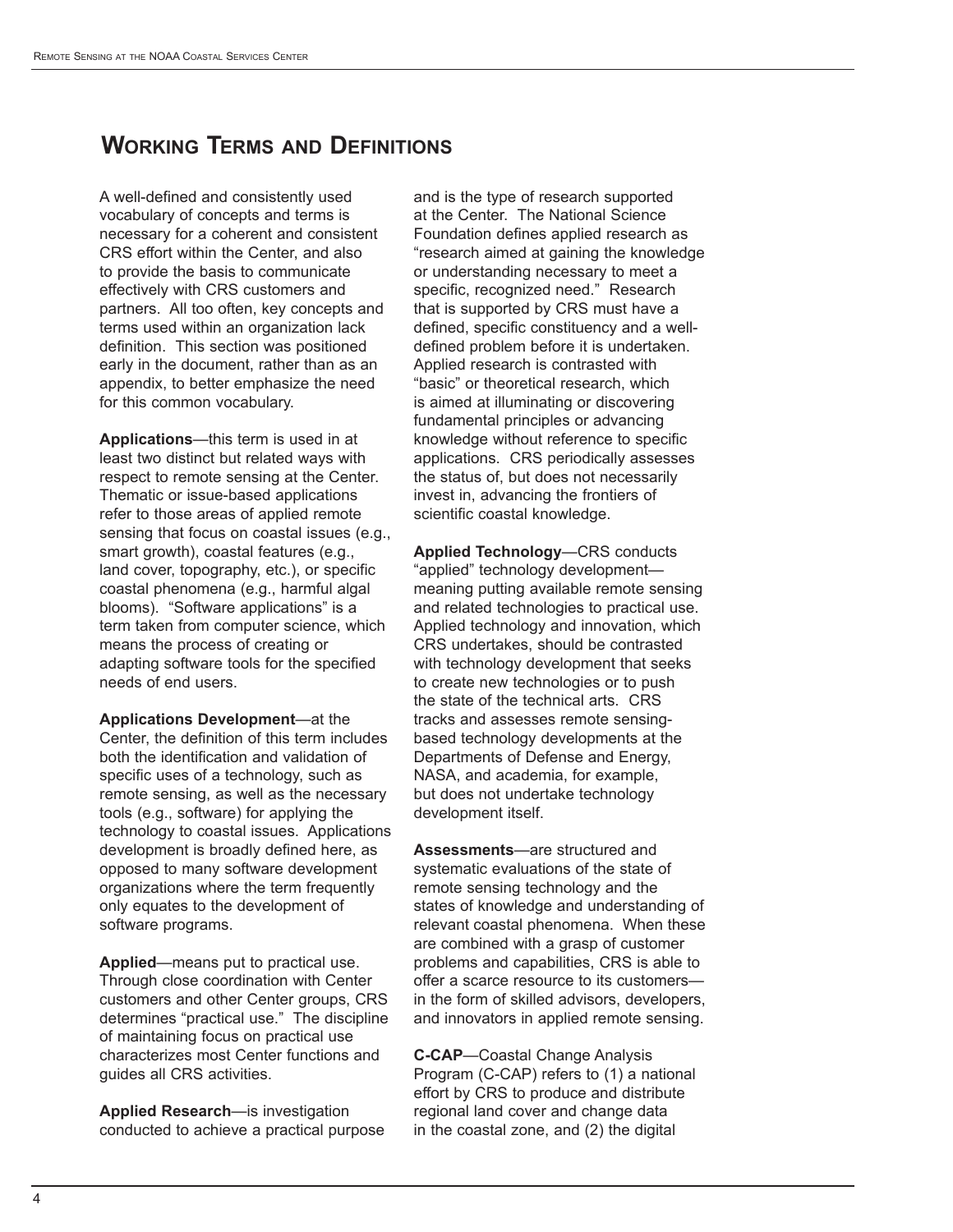## Working Terms and Definitions

A well-defined and consistently used vocabulary of concepts and terms is necessary for a coherent and consistent CRS effort within the Center, and also to provide the basis to communicate effectively with CRS customers and partners. All too often, key concepts and terms used within an organization lack definition. This section was positioned early in the document, rather than as an appendix, to better emphasize the need for this common vocabulary.

**Applications**—this term is used in at least two distinct but related ways with respect to remote sensing at the Center. Thematic or issue-based applications refer to those areas of applied remote sensing that focus on coastal issues (e.g., smart growth), coastal features (e.g., land cover, topography, etc.), or specific coastal phenomena (e.g., harmful algal blooms). "Software applications" is a term taken from computer science, which means the process of creating or adapting software tools for the specified needs of end users.

**Applications Development**—at the Center, the definition of this term includes both the identification and validation of specific uses of a technology, such as remote sensing, as well as the necessary tools (e.g., software) for applying the technology to coastal issues. Applications development is broadly defined here, as opposed to many software development organizations where the term frequently only equates to the development of software programs.

**Applied**—means put to practical use. Through close coordination with Center customers and other Center groups, CRS determines "practical use." The discipline of maintaining focus on practical use characterizes most Center functions and guides all CRS activities.

**Applied Research**—is investigation conducted to achieve a practical purpose and is the type of research supported at the Center. The National Science Foundation defines applied research as "research aimed at gaining the knowledge or understanding necessary to meet a specific, recognized need." Research that is supported by CRS must have a defined, specific constituency and a well-defined problem before it is undertaken. Applied research is contrasted with "basic" or theoretical research, which is aimed at illuminating or discovering fundamental principles or advancing knowledge without reference to specific applications. CRS periodically assesses the status of, but does not necessarily invest in, advancing the frontiers of scientific coastal knowledge.

**Applied Technology**—CRS conducts "applied" technology development—meaning putting available remote sensing and related technologies to practical use. Applied technology and innovation, which CRS undertakes, should be contrasted with technology development that seeks to create new technologies or to push the state of the technical arts. CRS tracks and assesses remote sensing-based technology developments at the Departments of Defense and Energy, NASA, and academia, for example, but does not undertake technology development itself.

**Assessments**—are structured and systematic evaluations of the state of remote sensing technology and the states of knowledge and understanding of relevant coastal phenomena. When these are combined with a grasp of customer problems and capabilities, CRS is able to offer a scarce resource to its customers—in the form of skilled advisors, developers, and innovators in applied remote sensing.

**C-CAP**—Coastal Change Analysis Program (C-CAP) refers to (1) a national effort by CRS to produce and distribute regional land cover and change data in the coastal zone, and (2) the digital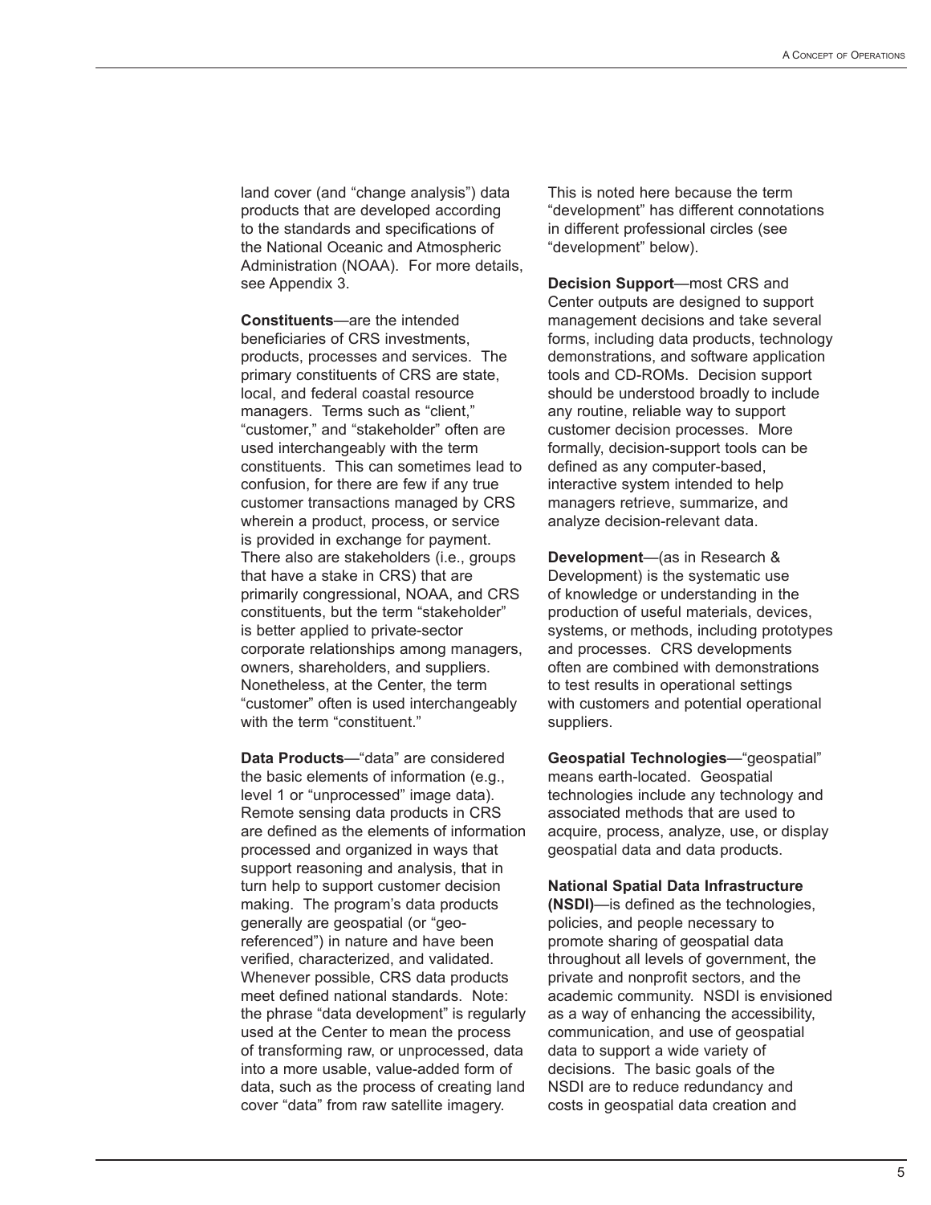land cover (and "change analysis") data products that are developed according to the standards and specifications of the National Oceanic and Atmospheric Administration (NOAA). For more details, see Appendix 3.

**Constituents**—are the intended beneficiaries of CRS investments, products, processes and services. The primary constituents of CRS are state, local, and federal coastal resource managers. Terms such as "client," "customer," and "stakeholder" often are used interchangeably with the term constituents. This can sometimes lead to confusion, for there are few if any true customer transactions managed by CRS wherein a product, process, or service is provided in exchange for payment. There also are stakeholders (i.e., groups that have a stake in CRS) that are primarily congressional, NOAA, and CRS constituents, but the term "stakeholder" is better applied to private-sector corporate relationships among managers, owners, shareholders, and suppliers. Nonetheless, at the Center, the term "customer" often is used interchangeably with the term "constituent."

**Data Products**—"data" are considered the basic elements of information (e.g., level 1 or "unprocessed" image data). Remote sensing data products in CRS are defined as the elements of information processed and organized in ways that support reasoning and analysis, that in turn help to support customer decision making. The program's data products generally are geospatial (or "geo-referenced") in nature and have been verified, characterized, and validated. Whenever possible, CRS data products meet defined national standards. Note: the phrase "data development" is regularly used at the Center to mean the process of transforming raw, or unprocessed, data into a more usable, value-added form of data, such as the process of creating land cover "data" from raw satellite imagery. This is noted here because the term "development" has different connotations in different professional circles (see "development" below).

**Decision Support**—most CRS and Center outputs are designed to support management decisions and take several forms, including data products, technology demonstrations, and software application tools and CD-ROMs. Decision support should be understood broadly to include any routine, reliable way to support customer decision processes. More formally, decision-support tools can be defined as any computer-based, interactive system intended to help managers retrieve, summarize, and analyze decision-relevant data.

**Development**—(as in Research & Development) is the systematic use of knowledge or understanding in the production of useful materials, devices, systems, or methods, including prototypes and processes. CRS developments often are combined with demonstrations to test results in operational settings with customers and potential operational suppliers.

**Geospatial Technologies**—"geospatial" means earth-located. Geospatial technologies include any technology and associated methods that are used to acquire, process, analyze, use, or display geospatial data and data products.

**National Spatial Data Infrastructure (NSDI)**—is defined as the technologies, policies, and people necessary to promote sharing of geospatial data throughout all levels of government, the private and nonprofit sectors, and the academic community. NSDI is envisioned as a way of enhancing the accessibility, communication, and use of geospatial data to support a wide variety of decisions. The basic goals of the NSDI are to reduce redundancy and costs in geospatial data creation and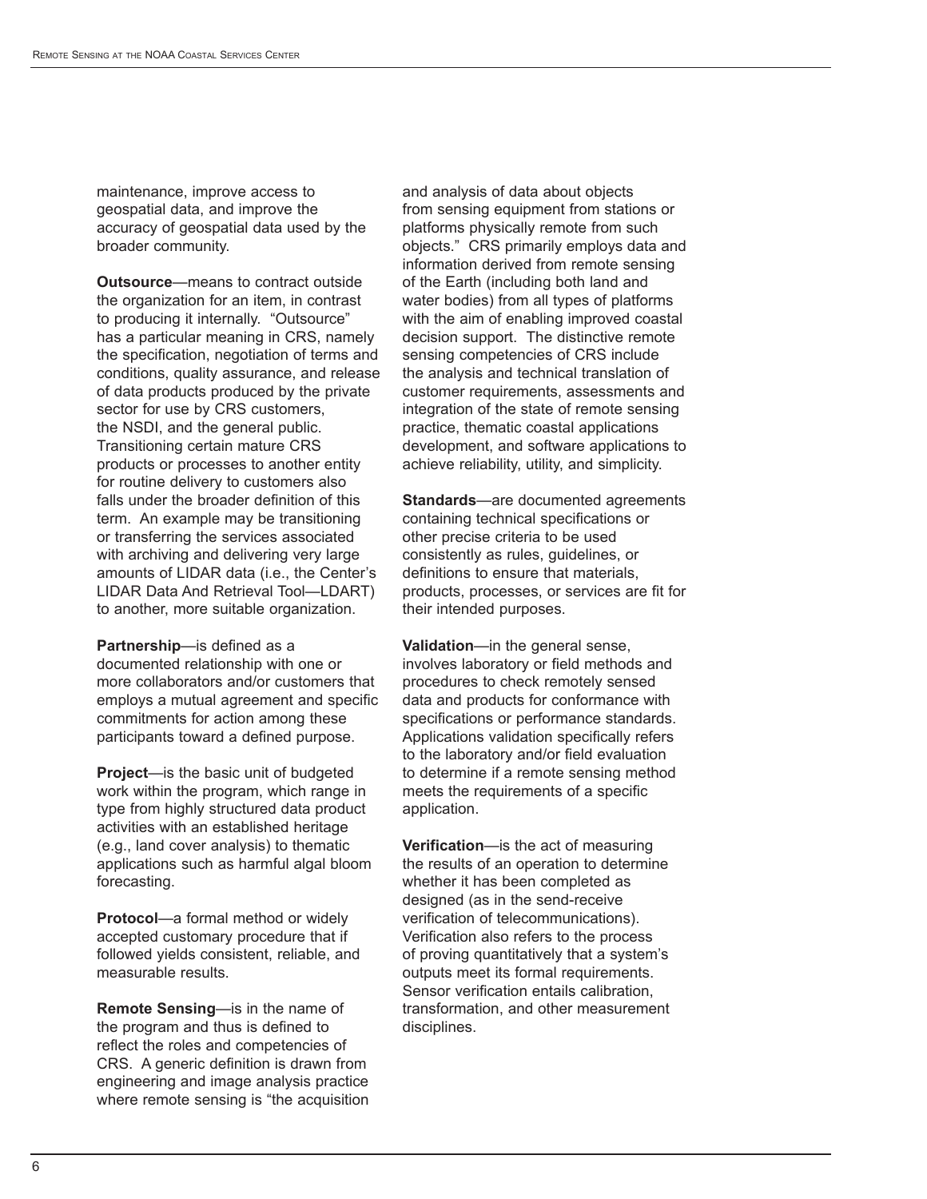maintenance, improve access to geospatial data, and improve the accuracy of geospatial data used by the broader community.

**Outsource**—means to contract outside the organization for an item, in contrast to producing it internally. "Outsource" has a particular meaning in CRS, namely the specification, negotiation of terms and conditions, quality assurance, and release of data products produced by the private sector for use by CRS customers, the NSDI, and the general public. Transitioning certain mature CRS products or processes to another entity for routine delivery to customers also falls under the broader definition of this term. An example may be transitioning or transferring the services associated with archiving and delivering very large amounts of LIDAR data (i.e., the Center's LIDAR Data And Retrieval Tool—LDART) to another, more suitable organization.

**Partnership**—is defined as a documented relationship with one or more collaborators and/or customers that employs a mutual agreement and specific commitments for action among these participants toward a defined purpose.

**Project**—is the basic unit of budgeted work within the program, which range in type from highly structured data product activities with an established heritage (e.g., land cover analysis) to thematic applications such as harmful algal bloom forecasting.

**Protocol**—a formal method or widely accepted customary procedure that if followed yields consistent, reliable, and measurable results.

**Remote Sensing**—is in the name of the program and thus is defined to reflect the roles and competencies of CRS. A generic definition is drawn from engineering and image analysis practice where remote sensing is "the acquisition and analysis of data about objects from sensing equipment from stations or platforms physically remote from such objects." CRS primarily employs data and information derived from remote sensing of the Earth (including both land and water bodies) from all types of platforms with the aim of enabling improved coastal decision support. The distinctive remote sensing competencies of CRS include the analysis and technical translation of customer requirements, assessments and integration of the state of remote sensing practice, thematic coastal applications development, and software applications to achieve reliability, utility, and simplicity.

**Standards**—are documented agreements containing technical specifications or other precise criteria to be used consistently as rules, guidelines, or definitions to ensure that materials, products, processes, or services are fit for their intended purposes.

**Validation**—in the general sense, involves laboratory or field methods and procedures to check remotely sensed data and products for conformance with specifications or performance standards. Applications validation specifically refers to the laboratory and/or field evaluation to determine if a remote sensing method meets the requirements of a specific application.

**Verification**—is the act of measuring the results of an operation to determine whether it has been completed as designed (as in the send-receive verification of telecommunications). Verification also refers to the process of proving quantitatively that a system's outputs meet its formal requirements. Sensor verification entails calibration, transformation, and other measurement disciplines.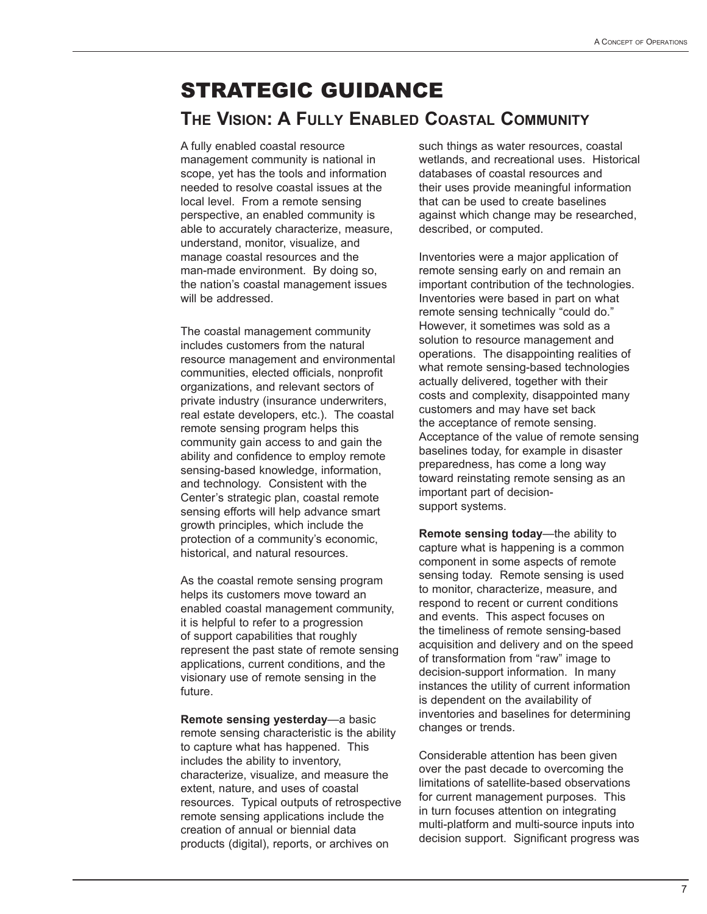# STRATEGIC GUIDANCE

## The Vision: A Fully Enabled Coastal Community

A fully enabled coastal resource management community is national in scope, yet has the tools and information needed to resolve coastal issues at the local level. From a remote sensing perspective, an enabled community is able to accurately characterize, measure, understand, monitor, visualize, and manage coastal resources and the man-made environment. By doing so, the nation's coastal management issues will be addressed.

The coastal management community includes customers from the natural resource management and environmental communities, elected officials, nonprofit organizations, and relevant sectors of private industry (insurance underwriters, real estate developers, etc.). The coastal remote sensing program helps this community gain access to and gain the ability and confidence to employ remote sensing-based knowledge, information, and technology. Consistent with the Center's strategic plan, coastal remote sensing efforts will help advance smart growth principles, which include the protection of a community's economic, historical, and natural resources.

As the coastal remote sensing program helps its customers move toward an enabled coastal management community, it is helpful to refer to a progression of support capabilities that roughly represent the past state of remote sensing applications, current conditions, and the visionary use of remote sensing in the future.

**Remote sensing yesterday**—a basic remote sensing characteristic is the ability to capture what has happened. This includes the ability to inventory, characterize, visualize, and measure the extent, nature, and uses of coastal resources. Typical outputs of retrospective remote sensing applications include the creation of annual or biennial data products (digital), reports, or archives on such things as water resources, coastal wetlands, and recreational uses. Historical databases of coastal resources and their uses provide meaningful information that can be used to create baselines against which change may be researched, described, or computed.

Inventories were a major application of remote sensing early on and remain an important contribution of the technologies. Inventories were based in part on what remote sensing technically "could do." However, it sometimes was sold as a solution to resource management and operations. The disappointing realities of what remote sensing-based technologies actually delivered, together with their costs and complexity, disappointed many customers and may have set back the acceptance of remote sensing. Acceptance of the value of remote sensing baselines today, for example in disaster preparedness, has come a long way toward reinstating remote sensing as an important part of decision-support systems.

**Remote sensing today**—the ability to capture what is happening is a common component in some aspects of remote sensing today. Remote sensing is used to monitor, characterize, measure, and respond to recent or current conditions and events. This aspect focuses on the timeliness of remote sensing-based acquisition and delivery and on the speed of transformation from "raw" image to decision-support information. In many instances the utility of current information is dependent on the availability of inventories and baselines for determining changes or trends.

Considerable attention has been given over the past decade to overcoming the limitations of satellite-based observations for current management purposes. This in turn focuses attention on integrating multi-platform and multi-source inputs into decision support. Significant progress was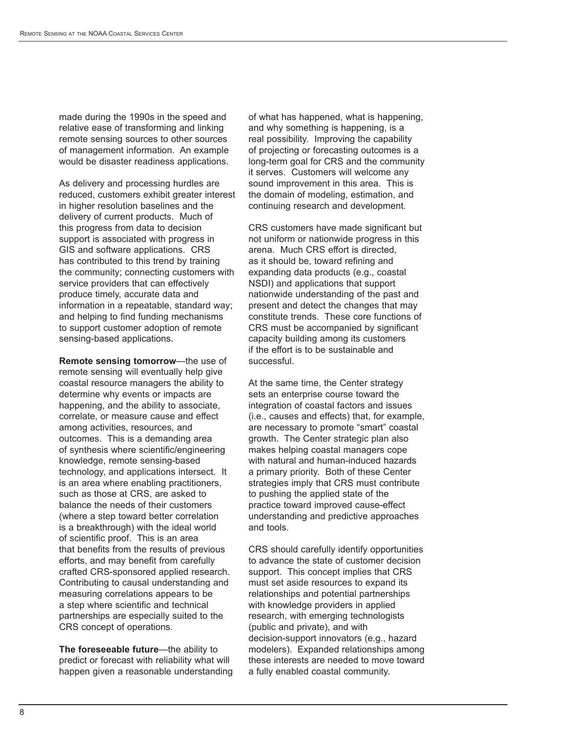made during the 1990s in the speed and relative ease of transforming and linking remote sensing sources to other sources of management information. An example would be disaster readiness applications.

As delivery and processing hurdles are reduced, customers exhibit greater interest in higher resolution baselines and the delivery of current products. Much of this progress from data to decision support is associated with progress in GIS and software applications. CRS has contributed to this trend by training the community; connecting customers with service providers that can effectively produce timely, accurate data and information in a repeatable, standard way; and helping to find funding mechanisms to support customer adoption of remote sensing-based applications.

**Remote sensing tomorrow**—the use of remote sensing will eventually help give coastal resource managers the ability to determine why events or impacts are happening, and the ability to associate, correlate, or measure cause and effect among activities, resources, and outcomes. This is a demanding area of synthesis where scientific/engineering knowledge, remote sensing-based technology, and applications intersect. It is an area where enabling practitioners, such as those at CRS, are asked to balance the needs of their customers (where a step toward better correlation is a breakthrough) with the ideal world of scientific proof. This is an area that benefits from the results of previous efforts, and may benefit from carefully crafted CRS-sponsored applied research. Contributing to causal understanding and measuring correlations appears to be a step where scientific and technical partnerships are especially suited to the CRS concept of operations.

**The foreseeable future**—the ability to predict or forecast with reliability what will happen given a reasonable understanding of what has happened, what is happening, and why something is happening, is a real possibility. Improving the capability of projecting or forecasting outcomes is a long-term goal for CRS and the community it serves. Customers will welcome any sound improvement in this area. This is the domain of modeling, estimation, and continuing research and development.

CRS customers have made significant but not uniform or nationwide progress in this arena. Much CRS effort is directed, as it should be, toward refining and expanding data products (e.g., coastal NSDI) and applications that support nationwide understanding of the past and present and detect the changes that may constitute trends. These core functions of CRS must be accompanied by significant capacity building among its customers if the effort is to be sustainable and successful.

At the same time, the Center strategy sets an enterprise course toward the integration of coastal factors and issues (i.e., causes and effects) that, for example, are necessary to promote "smart" coastal growth. The Center strategic plan also makes helping coastal managers cope with natural and human-induced hazards a primary priority. Both of these Center strategies imply that CRS must contribute to pushing the applied state of the practice toward improved cause-effect understanding and predictive approaches and tools.

CRS should carefully identify opportunities to advance the state of customer decision support. This concept implies that CRS must set aside resources to expand its relationships and potential partnerships with knowledge providers in applied research, with emerging technologists (public and private), and with decision-support innovators (e.g., hazard modelers). Expanded relationships among these interests are needed to move toward a fully enabled coastal community.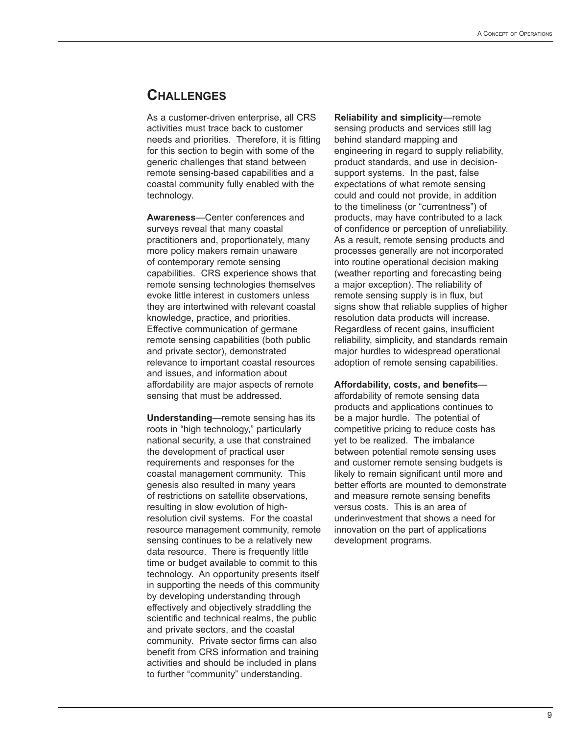## Challenges

As a customer-driven enterprise, all CRS activities must trace back to customer needs and priorities. Therefore, it is fitting for this section to begin with some of the generic challenges that stand between remote sensing-based capabilities and a coastal community fully enabled with the technology.

**Awareness**—Center conferences and surveys reveal that many coastal practitioners and, proportionately, many more policy makers remain unaware of contemporary remote sensing capabilities. CRS experience shows that remote sensing technologies themselves evoke little interest in customers unless they are intertwined with relevant coastal knowledge, practice, and priorities. Effective communication of germane remote sensing capabilities (both public and private sector), demonstrated relevance to important coastal resources and issues, and information about affordability are major aspects of remote sensing that must be addressed.

**Understanding**—remote sensing has its roots in "high technology," particularly national security, a use that constrained the development of practical user requirements and responses for the coastal management community. This genesis also resulted in many years of restrictions on satellite observations, resulting in slow evolution of high-resolution civil systems. For the coastal resource management community, remote sensing continues to be a relatively new data resource. There is frequently little time or budget available to commit to this technology. An opportunity presents itself in supporting the needs of this community by developing understanding through effectively and objectively straddling the scientific and technical realms, the public and private sectors, and the coastal community. Private sector firms can also benefit from CRS information and training activities and should be included in plans to further "community" understanding.

**Reliability and simplicity**—remote sensing products and services still lag behind standard mapping and engineering in regard to supply reliability, product standards, and use in decision-support systems. In the past, false expectations of what remote sensing could and could not provide, in addition to the timeliness (or "currentness") of products, may have contributed to a lack of confidence or perception of unreliability. As a result, remote sensing products and processes generally are not incorporated into routine operational decision making (weather reporting and forecasting being a major exception). The reliability of remote sensing supply is in flux, but signs show that reliable supplies of higher resolution data products will increase. Regardless of recent gains, insufficient reliability, simplicity, and standards remain major hurdles to widespread operational adoption of remote sensing capabilities.

**Affordability, costs, and benefits**—affordability of remote sensing data products and applications continues to be a major hurdle. The potential of competitive pricing to reduce costs has yet to be realized. The imbalance between potential remote sensing uses and customer remote sensing budgets is likely to remain significant until more and better efforts are mounted to demonstrate and measure remote sensing benefits versus costs. This is an area of underinvestment that shows a need for innovation on the part of applications development programs.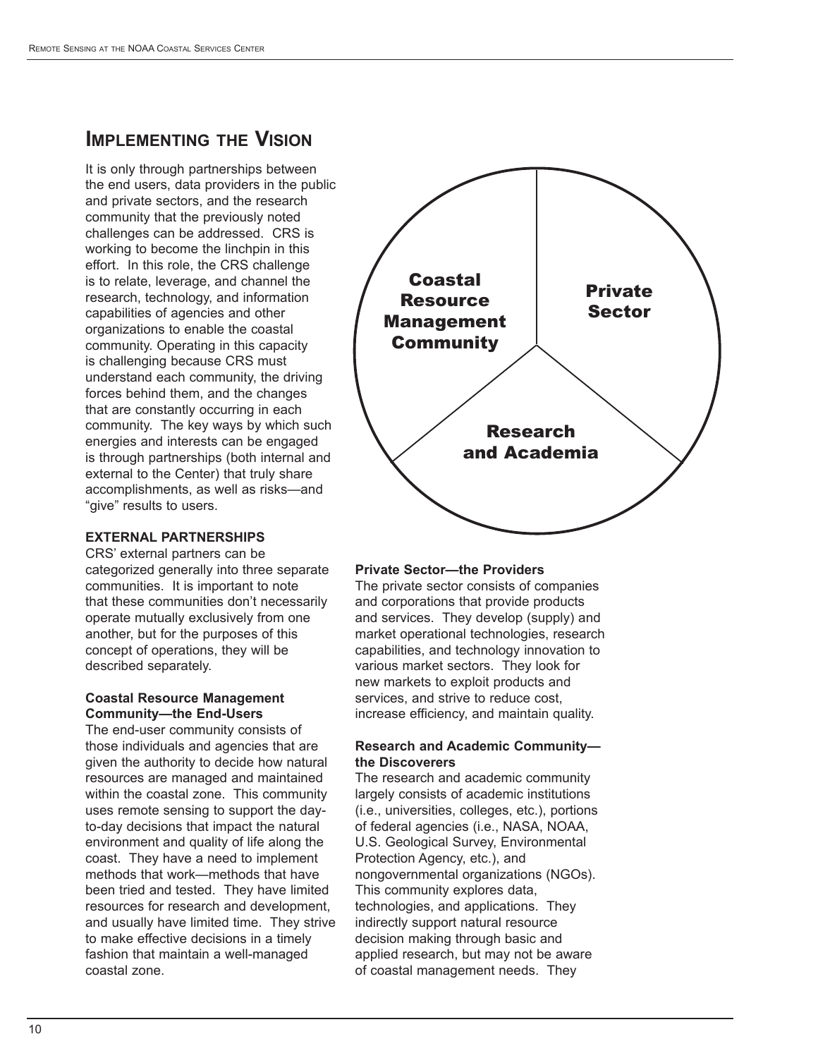## Implementing the Vision

It is only through partnerships between the end users, data providers in the public and private sectors, and the research community that the previously noted challenges can be addressed. CRS is working to become the linchpin in this effort. In this role, the CRS challenge is to relate, leverage, and channel the research, technology, and information capabilities of agencies and other organizations to enable the coastal community. Operating in this capacity is challenging because CRS must understand each community, the driving forces behind them, and the changes that are constantly occurring in each community. The key ways by which such energies and interests can be engaged is through partnerships (both internal and external to the Center) that truly share accomplishments, as well as risks—and "give" results to users.

Coastal Resource Management Community | Private Sector | Research and Academia

### EXTERNAL PARTNERSHIPS

CRS' external partners can be categorized generally into three separate communities. It is important to note that these communities don't necessarily operate mutually exclusively from one another, but for the purposes of this concept of operations, they will be described separately.

**Coastal Resource Management Community—the End-Users**

The end-user community consists of those individuals and agencies that are given the authority to decide how natural resources are managed and maintained within the coastal zone. This community uses remote sensing to support the day-to-day decisions that impact the natural environment and quality of life along the coast. They have a need to implement methods that work—methods that have been tried and tested. They have limited resources for research and development, and usually have limited time. They strive to make effective decisions in a timely fashion that maintain a well-managed coastal zone.

**Private Sector—the Providers**

The private sector consists of companies and corporations that provide products and services. They develop (supply) and market operational technologies, research capabilities, and technology innovation to various market sectors. They look for new markets to exploit products and services, and strive to reduce cost, increase efficiency, and maintain quality.

**Research and Academic Community—the Discoverers**

The research and academic community largely consists of academic institutions (i.e., universities, colleges, etc.), portions of federal agencies (i.e., NASA, NOAA, U.S. Geological Survey, Environmental Protection Agency, etc.), and nongovernmental organizations (NGOs). This community explores data, technologies, and applications. They indirectly support natural resource decision making through basic and applied research, but may not be aware of coastal management needs. They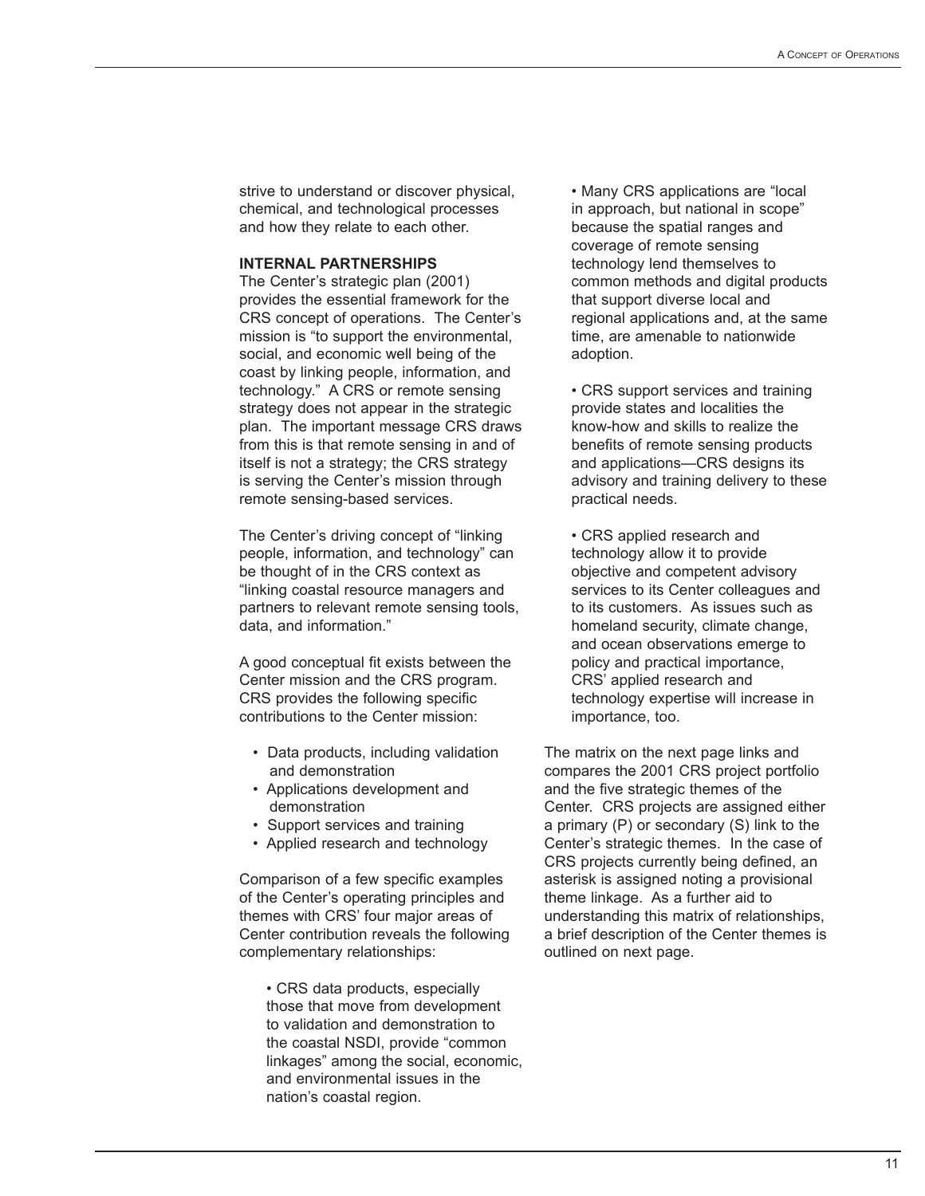strive to understand or discover physical, chemical, and technological processes and how they relate to each other.

**INTERNAL PARTNERSHIPS**

The Center's strategic plan (2001) provides the essential framework for the CRS concept of operations. The Center's mission is "to support the environmental, social, and economic well being of the coast by linking people, information, and technology." A CRS or remote sensing strategy does not appear in the strategic plan. The important message CRS draws from this is that remote sensing in and of itself is not a strategy; the CRS strategy is serving the Center's mission through remote sensing-based services.

The Center's driving concept of "linking people, information, and technology" can be thought of in the CRS context as "linking coastal resource managers and partners to relevant remote sensing tools, data, and information."

A good conceptual fit exists between the Center mission and the CRS program. CRS provides the following specific contributions to the Center mission:

- Data products, including validation and demonstration
- Applications development and demonstration
- Support services and training
- Applied research and technology

Comparison of a few specific examples of the Center's operating principles and themes with CRS' four major areas of Center contribution reveals the following complementary relationships:

- CRS data products, especially those that move from development to validation and demonstration to the coastal NSDI, provide "common linkages" among the social, economic, and environmental issues in the nation's coastal region.

- Many CRS applications are "local in approach, but national in scope" because the spatial ranges and coverage of remote sensing technology lend themselves to common methods and digital products that support diverse local and regional applications and, at the same time, are amenable to nationwide adoption.

- CRS support services and training provide states and localities the know-how and skills to realize the benefits of remote sensing products and applications—CRS designs its advisory and training delivery to these practical needs.

- CRS applied research and technology allow it to provide objective and competent advisory services to its Center colleagues and to its customers. As issues such as homeland security, climate change, and ocean observations emerge to policy and practical importance, CRS' applied research and technology expertise will increase in importance, too.

The matrix on the next page links and compares the 2001 CRS project portfolio and the five strategic themes of the Center. CRS projects are assigned either a primary (P) or secondary (S) link to the Center's strategic themes. In the case of CRS projects currently being defined, an asterisk is assigned noting a provisional theme linkage. As a further aid to understanding this matrix of relationships, a brief description of the Center themes is outlined on next page.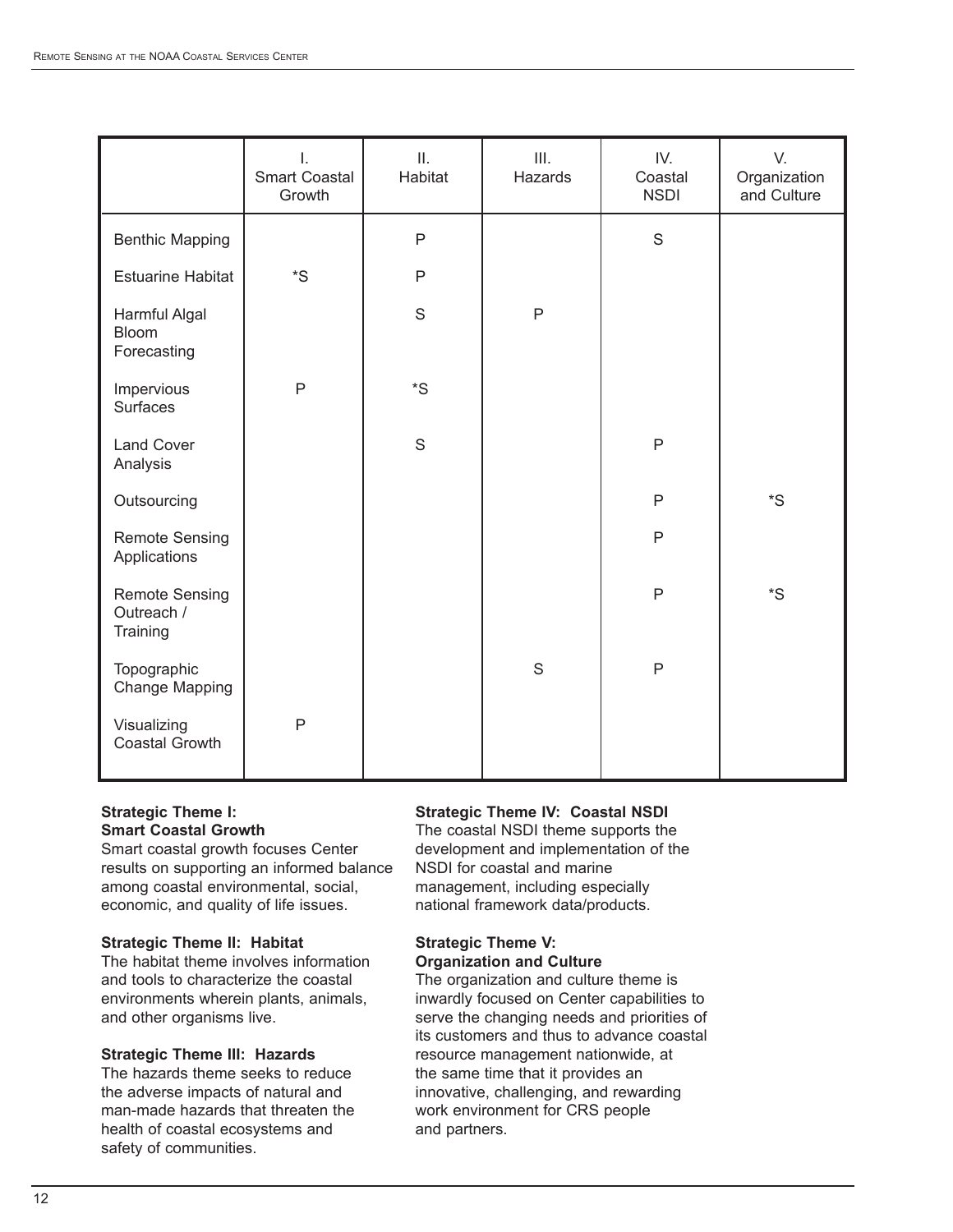| | I. Smart Coastal Growth | II. Habitat | III. Hazards | IV. Coastal NSDI | V. Organization and Culture |
|---|---|---|---|---|---|
| Benthic Mapping | | P | | S | |
| Estuarine Habitat | *S | P | | | |
| Harmful Algal Bloom Forecasting | | S | P | | |
| Impervious Surfaces | P | *S | | | |
| Land Cover Analysis | | S | | P | |
| Outsourcing | | | | P | *S |
| Remote Sensing Applications | | | | P | |
| Remote Sensing Outreach / Training | | | | P | *S |
| Topographic Change Mapping | | | S | P | |
| Visualizing Coastal Growth | P | | | | |

**Strategic Theme I: Smart Coastal Growth**
Smart coastal growth focuses Center results on supporting an informed balance among coastal environmental, social, economic, and quality of life issues.

**Strategic Theme II: Habitat**
The habitat theme involves information and tools to characterize the coastal environments wherein plants, animals, and other organisms live.

**Strategic Theme III: Hazards**
The hazards theme seeks to reduce the adverse impacts of natural and man-made hazards that threaten the health of coastal ecosystems and safety of communities.

**Strategic Theme IV: Coastal NSDI**
The coastal NSDI theme supports the development and implementation of the NSDI for coastal and marine management, including especially national framework data/products.

**Strategic Theme V: Organization and Culture**
The organization and culture theme is inwardly focused on Center capabilities to serve the changing needs and priorities of its customers and thus to advance coastal resource management nationwide, at the same time that it provides an innovative, challenging, and rewarding work environment for CRS people and partners.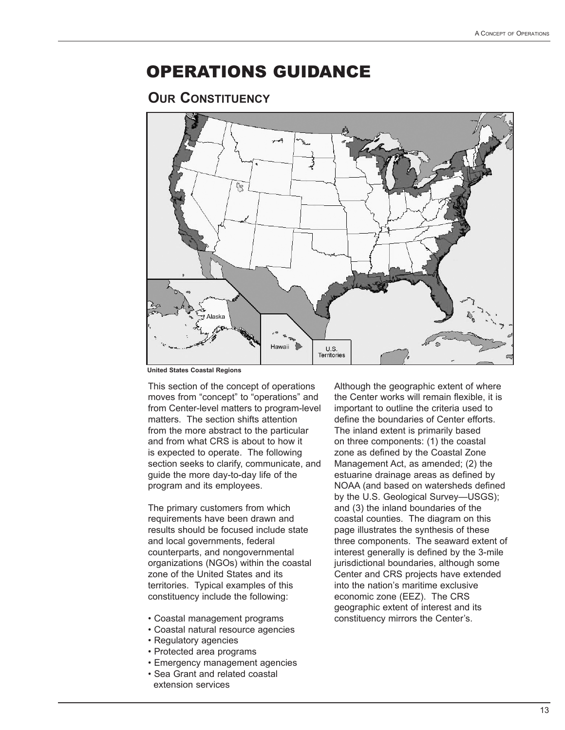# OPERATIONS GUIDANCE

## Our Constituency

United States Coastal Regions

This section of the concept of operations moves from "concept" to "operations" and from Center-level matters to program-level matters. The section shifts attention from the more abstract to the particular and from what CRS is about to how it is expected to operate. The following section seeks to clarify, communicate, and guide the more day-to-day life of the program and its employees.

The primary customers from which requirements have been drawn and results should be focused include state and local governments, federal counterparts, and nongovernmental organizations (NGOs) within the coastal zone of the United States and its territories. Typical examples of this constituency include the following:

- Coastal management programs
- Coastal natural resource agencies
- Regulatory agencies
- Protected area programs
- Emergency management agencies
- Sea Grant and related coastal extension services

Although the geographic extent of where the Center works will remain flexible, it is important to outline the criteria used to define the boundaries of Center efforts. The inland extent is primarily based on three components: (1) the coastal zone as defined by the Coastal Zone Management Act, as amended; (2) the estuarine drainage areas as defined by NOAA (and based on watersheds defined by the U.S. Geological Survey—USGS); and (3) the inland boundaries of the coastal counties. The diagram on this page illustrates the synthesis of these three components. The seaward extent of interest generally is defined by the 3-mile jurisdictional boundaries, although some Center and CRS projects have extended into the nation's maritime exclusive economic zone (EEZ). The CRS geographic extent of interest and its constituency mirrors the Center's.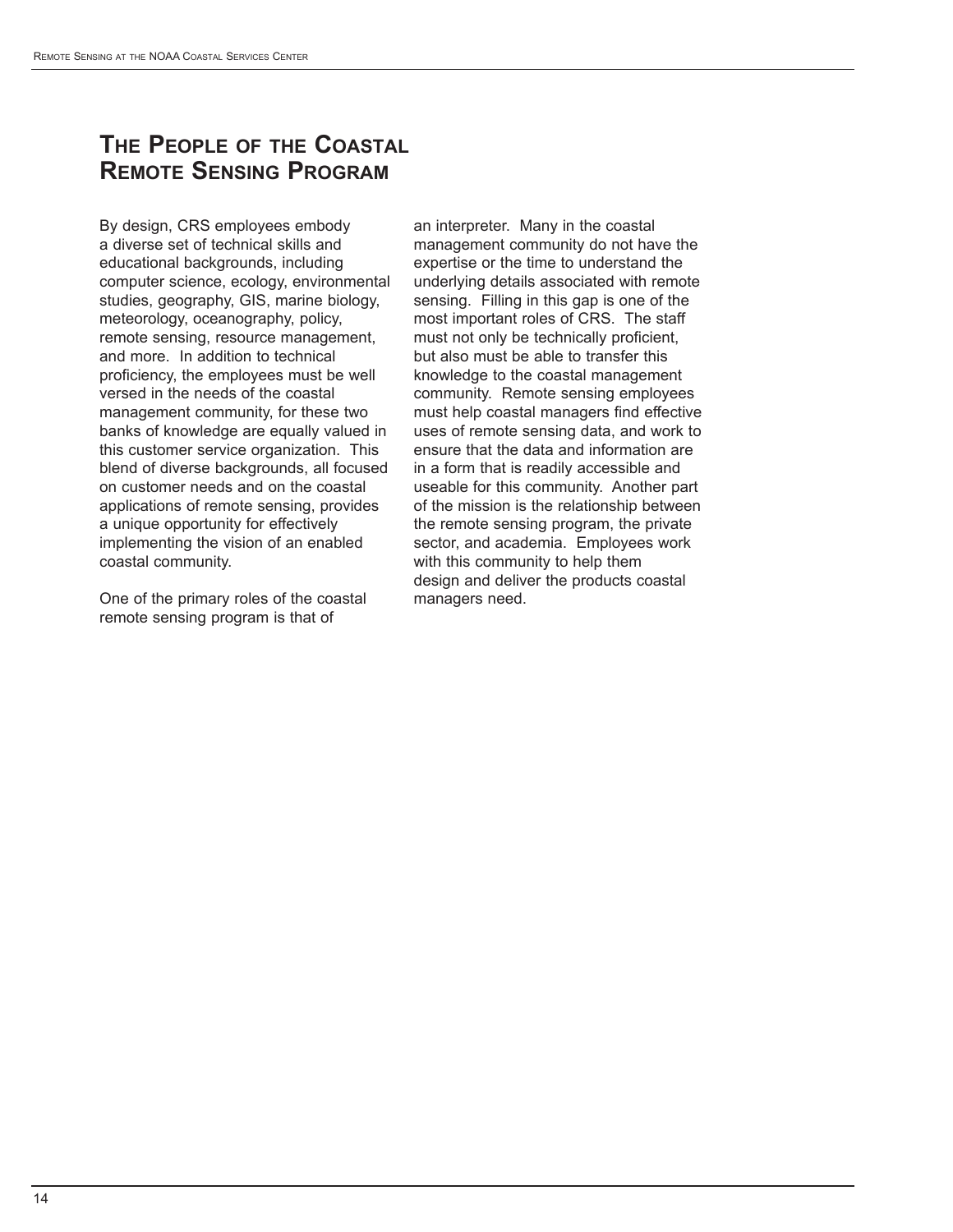# The People of the Coastal Remote Sensing Program

By design, CRS employees embody a diverse set of technical skills and educational backgrounds, including computer science, ecology, environmental studies, geography, GIS, marine biology, meteorology, oceanography, policy, remote sensing, resource management, and more. In addition to technical proficiency, the employees must be well versed in the needs of the coastal management community, for these two banks of knowledge are equally valued in this customer service organization. This blend of diverse backgrounds, all focused on customer needs and on the coastal applications of remote sensing, provides a unique opportunity for effectively implementing the vision of an enabled coastal community.

One of the primary roles of the coastal remote sensing program is that of an interpreter. Many in the coastal management community do not have the expertise or the time to understand the underlying details associated with remote sensing. Filling in this gap is one of the most important roles of CRS. The staff must not only be technically proficient, but also must be able to transfer this knowledge to the coastal management community. Remote sensing employees must help coastal managers find effective uses of remote sensing data, and work to ensure that the data and information are in a form that is readily accessible and useable for this community. Another part of the mission is the relationship between the remote sensing program, the private sector, and academia. Employees work with this community to help them design and deliver the products coastal managers need.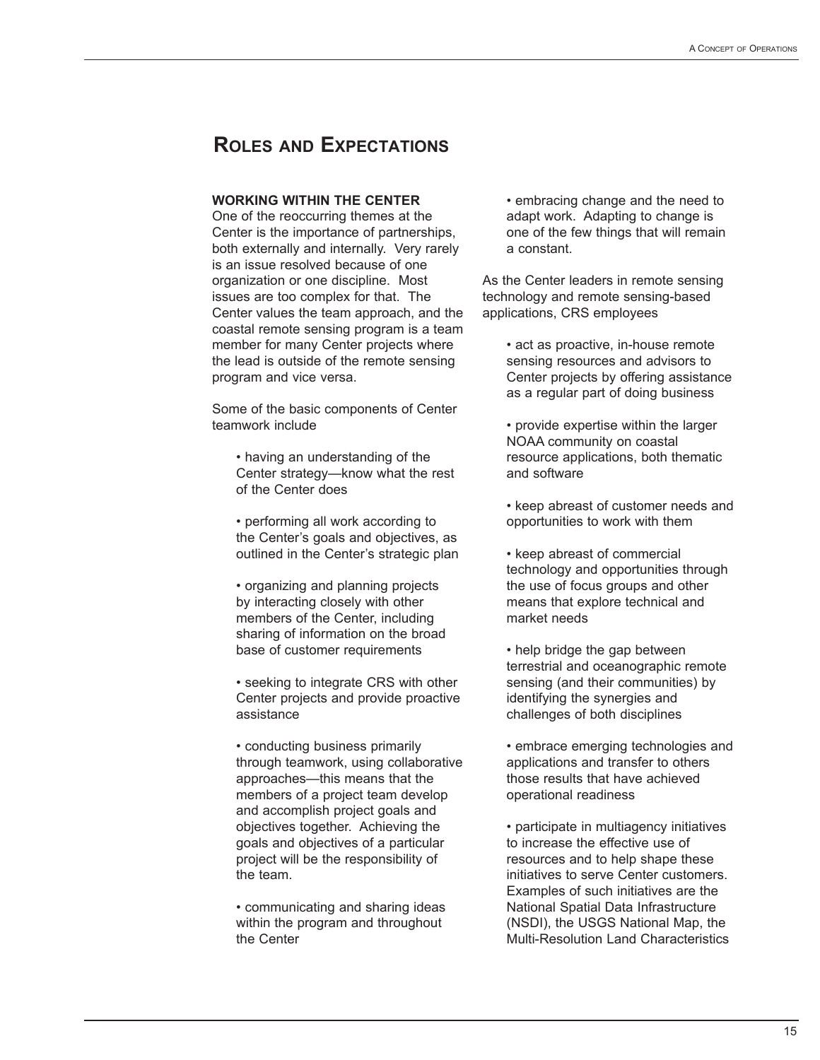## Roles and Expectations

**WORKING WITHIN THE CENTER**

One of the reoccurring themes at the Center is the importance of partnerships, both externally and internally. Very rarely is an issue resolved because of one organization or one discipline. Most issues are too complex for that. The Center values the team approach, and the coastal remote sensing program is a team member for many Center projects where the lead is outside of the remote sensing program and vice versa.

Some of the basic components of Center teamwork include

- having an understanding of the Center strategy—know what the rest of the Center does
- performing all work according to the Center's goals and objectives, as outlined in the Center's strategic plan
- organizing and planning projects by interacting closely with other members of the Center, including sharing of information on the broad base of customer requirements
- seeking to integrate CRS with other Center projects and provide proactive assistance
- conducting business primarily through teamwork, using collaborative approaches—this means that the members of a project team develop and accomplish project goals and objectives together. Achieving the goals and objectives of a particular project will be the responsibility of the team.
- communicating and sharing ideas within the program and throughout the Center
- embracing change and the need to adapt work. Adapting to change is one of the few things that will remain a constant.

As the Center leaders in remote sensing technology and remote sensing-based applications, CRS employees

- act as proactive, in-house remote sensing resources and advisors to Center projects by offering assistance as a regular part of doing business
- provide expertise within the larger NOAA community on coastal resource applications, both thematic and software
- keep abreast of customer needs and opportunities to work with them
- keep abreast of commercial technology and opportunities through the use of focus groups and other means that explore technical and market needs
- help bridge the gap between terrestrial and oceanographic remote sensing (and their communities) by identifying the synergies and challenges of both disciplines
- embrace emerging technologies and applications and transfer to others those results that have achieved operational readiness
- participate in multiagency initiatives to increase the effective use of resources and to help shape these initiatives to serve Center customers. Examples of such initiatives are the National Spatial Data Infrastructure (NSDI), the USGS National Map, the Multi-Resolution Land Characteristics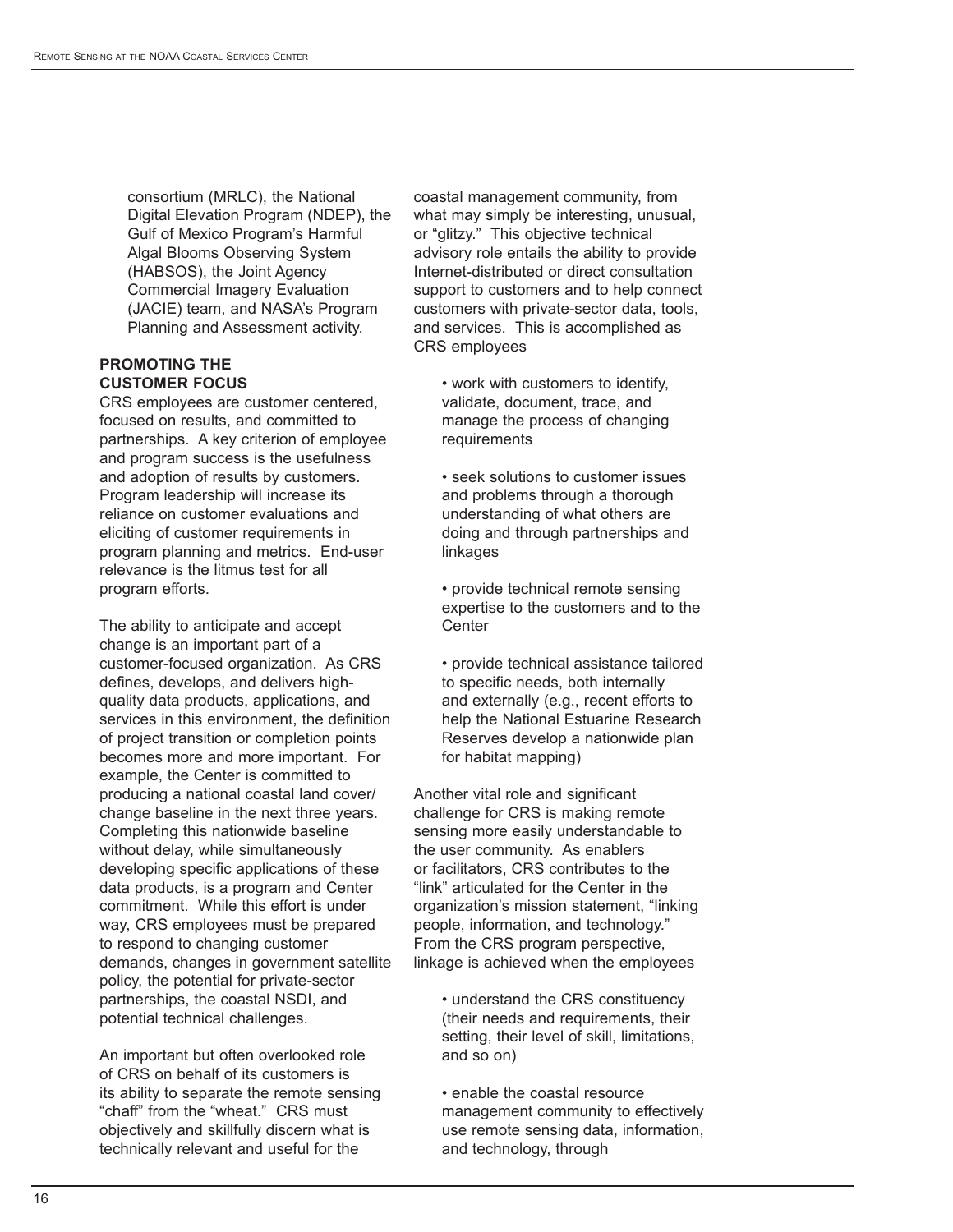consortium (MRLC), the National Digital Elevation Program (NDEP), the Gulf of Mexico Program's Harmful Algal Blooms Observing System (HABSOS), the Joint Agency Commercial Imagery Evaluation (JACIE) team, and NASA's Program Planning and Assessment activity.

**PROMOTING THE CUSTOMER FOCUS**

CRS employees are customer centered, focused on results, and committed to partnerships. A key criterion of employee and program success is the usefulness and adoption of results by customers. Program leadership will increase its reliance on customer evaluations and eliciting of customer requirements in program planning and metrics. End-user relevance is the litmus test for all program efforts.

The ability to anticipate and accept change is an important part of a customer-focused organization. As CRS defines, develops, and delivers high-quality data products, applications, and services in this environment, the definition of project transition or completion points becomes more and more important. For example, the Center is committed to producing a national coastal land cover/change baseline in the next three years. Completing this nationwide baseline without delay, while simultaneously developing specific applications of these data products, is a program and Center commitment. While this effort is under way, CRS employees must be prepared to respond to changing customer demands, changes in government satellite policy, the potential for private-sector partnerships, the coastal NSDI, and potential technical challenges.

An important but often overlooked role of CRS on behalf of its customers is its ability to separate the remote sensing "chaff" from the "wheat." CRS must objectively and skillfully discern what is technically relevant and useful for the coastal management community, from what may simply be interesting, unusual, or "glitzy." This objective technical advisory role entails the ability to provide Internet-distributed or direct consultation support to customers and to help connect customers with private-sector data, tools, and services. This is accomplished as CRS employees

- work with customers to identify, validate, document, trace, and manage the process of changing requirements
- seek solutions to customer issues and problems through a thorough understanding of what others are doing and through partnerships and linkages
- provide technical remote sensing expertise to the customers and to the Center
- provide technical assistance tailored to specific needs, both internally and externally (e.g., recent efforts to help the National Estuarine Research Reserves develop a nationwide plan for habitat mapping)

Another vital role and significant challenge for CRS is making remote sensing more easily understandable to the user community. As enablers or facilitators, CRS contributes to the "link" articulated for the Center in the organization's mission statement, "linking people, information, and technology." From the CRS program perspective, linkage is achieved when the employees

- understand the CRS constituency (their needs and requirements, their setting, their level of skill, limitations, and so on)
- enable the coastal resource management community to effectively use remote sensing data, information, and technology, through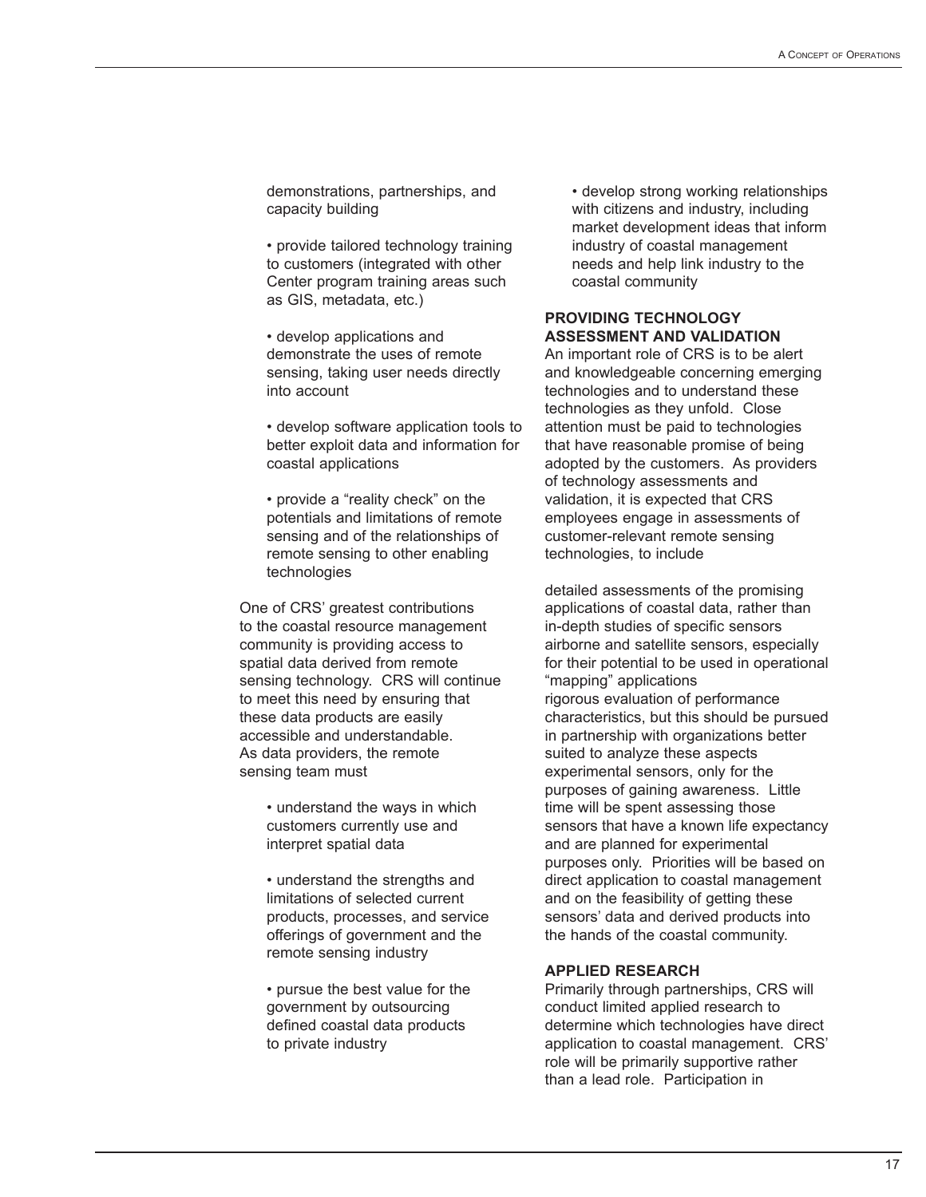demonstrations, partnerships, and capacity building

- provide tailored technology training to customers (integrated with other Center program training areas such as GIS, metadata, etc.)

- develop applications and demonstrate the uses of remote sensing, taking user needs directly into account

- develop software application tools to better exploit data and information for coastal applications

- provide a "reality check" on the potentials and limitations of remote sensing and of the relationships of remote sensing to other enabling technologies

One of CRS' greatest contributions to the coastal resource management community is providing access to spatial data derived from remote sensing technology. CRS will continue to meet this need by ensuring that these data products are easily accessible and understandable. As data providers, the remote sensing team must

- understand the ways in which customers currently use and interpret spatial data

- understand the strengths and limitations of selected current products, processes, and service offerings of government and the remote sensing industry

- pursue the best value for the government by outsourcing defined coastal data products to private industry

- develop strong working relationships with citizens and industry, including market development ideas that inform industry of coastal management needs and help link industry to the coastal community

**PROVIDING TECHNOLOGY ASSESSMENT AND VALIDATION**

An important role of CRS is to be alert and knowledgeable concerning emerging technologies and to understand these technologies as they unfold. Close attention must be paid to technologies that have reasonable promise of being adopted by the customers. As providers of technology assessments and validation, it is expected that CRS employees engage in assessments of customer-relevant remote sensing technologies, to include

detailed assessments of the promising applications of coastal data, rather than in-depth studies of specific sensors
airborne and satellite sensors, especially for their potential to be used in operational "mapping" applications
rigorous evaluation of performance characteristics, but this should be pursued in partnership with organizations better suited to analyze these aspects
experimental sensors, only for the purposes of gaining awareness. Little time will be spent assessing those sensors that have a known life expectancy and are planned for experimental purposes only. Priorities will be based on direct application to coastal management and on the feasibility of getting these sensors' data and derived products into the hands of the coastal community.

**APPLIED RESEARCH**

Primarily through partnerships, CRS will conduct limited applied research to determine which technologies have direct application to coastal management. CRS' role will be primarily supportive rather than a lead role. Participation in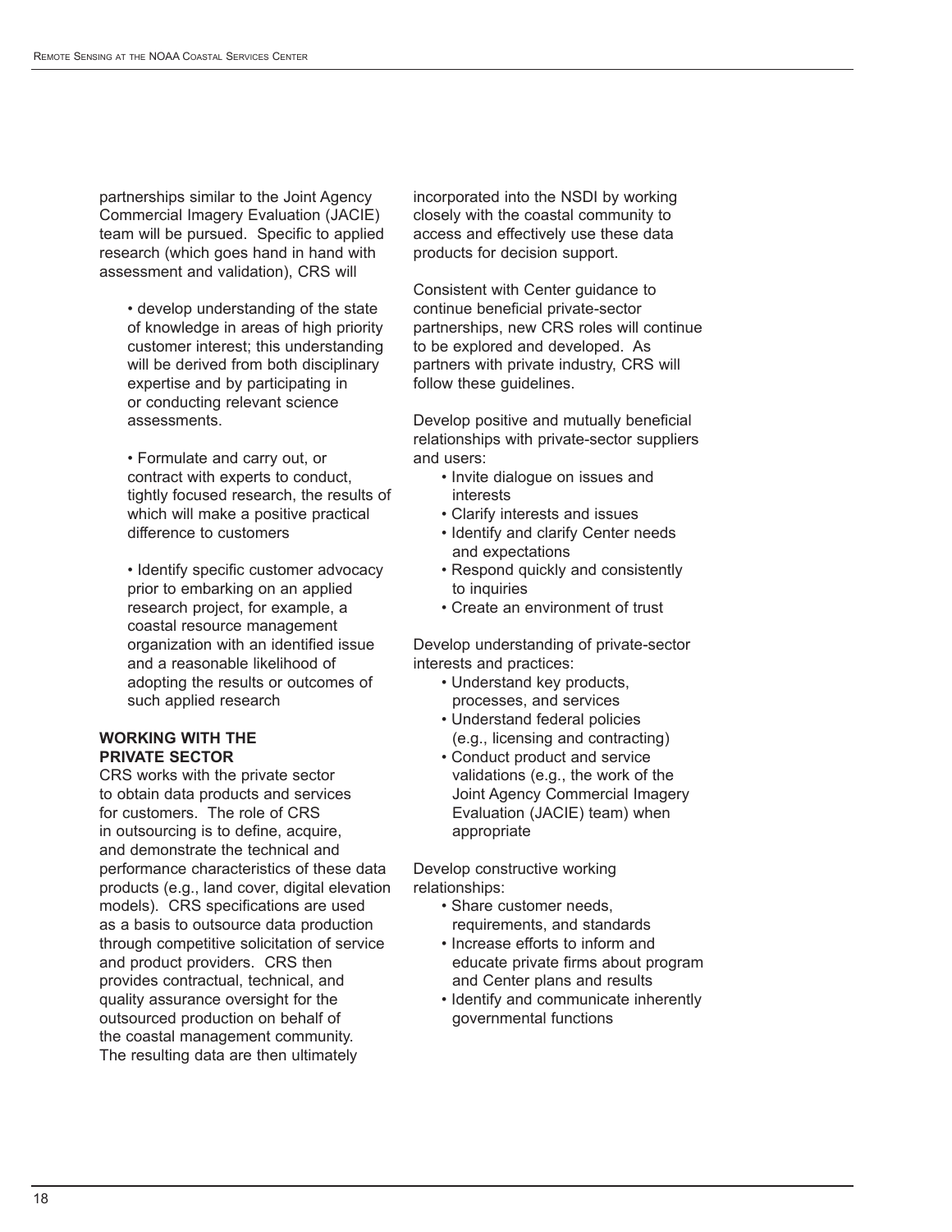partnerships similar to the Joint Agency Commercial Imagery Evaluation (JACIE) team will be pursued. Specific to applied research (which goes hand in hand with assessment and validation), CRS will

- develop understanding of the state of knowledge in areas of high priority customer interest; this understanding will be derived from both disciplinary expertise and by participating in or conducting relevant science assessments.
- Formulate and carry out, or contract with experts to conduct, tightly focused research, the results of which will make a positive practical difference to customers
- Identify specific customer advocacy prior to embarking on an applied research project, for example, a coastal resource management organization with an identified issue and a reasonable likelihood of adopting the results or outcomes of such applied research

**WORKING WITH THE PRIVATE SECTOR**

CRS works with the private sector to obtain data products and services for customers. The role of CRS in outsourcing is to define, acquire, and demonstrate the technical and performance characteristics of these data products (e.g., land cover, digital elevation models). CRS specifications are used as a basis to outsource data production through competitive solicitation of service and product providers. CRS then provides contractual, technical, and quality assurance oversight for the outsourced production on behalf of the coastal management community. The resulting data are then ultimately incorporated into the NSDI by working closely with the coastal community to access and effectively use these data products for decision support.

Consistent with Center guidance to continue beneficial private-sector partnerships, new CRS roles will continue to be explored and developed. As partners with private industry, CRS will follow these guidelines.

Develop positive and mutually beneficial relationships with private-sector suppliers and users:

- Invite dialogue on issues and interests
- Clarify interests and issues
- Identify and clarify Center needs and expectations
- Respond quickly and consistently to inquiries
- Create an environment of trust

Develop understanding of private-sector interests and practices:

- Understand key products, processes, and services
- Understand federal policies (e.g., licensing and contracting)
- Conduct product and service validations (e.g., the work of the Joint Agency Commercial Imagery Evaluation (JACIE) team) when appropriate

Develop constructive working relationships:

- Share customer needs, requirements, and standards
- Increase efforts to inform and educate private firms about program and Center plans and results
- Identify and communicate inherently governmental functions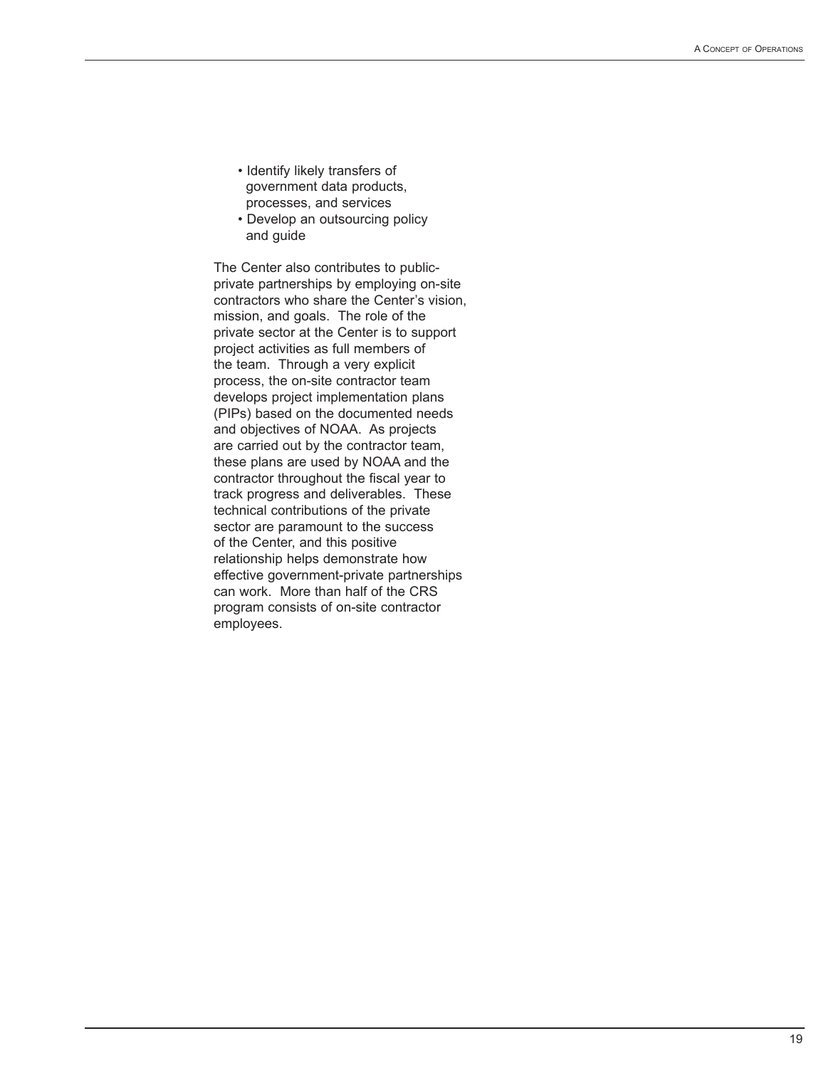- Identify likely transfers of government data products, processes, and services
- Develop an outsourcing policy and guide

The Center also contributes to public-private partnerships by employing on-site contractors who share the Center's vision, mission, and goals. The role of the private sector at the Center is to support project activities as full members of the team. Through a very explicit process, the on-site contractor team develops project implementation plans (PIPs) based on the documented needs and objectives of NOAA. As projects are carried out by the contractor team, these plans are used by NOAA and the contractor throughout the fiscal year to track progress and deliverables. These technical contributions of the private sector are paramount to the success of the Center, and this positive relationship helps demonstrate how effective government-private partnerships can work. More than half of the CRS program consists of on-site contractor employees.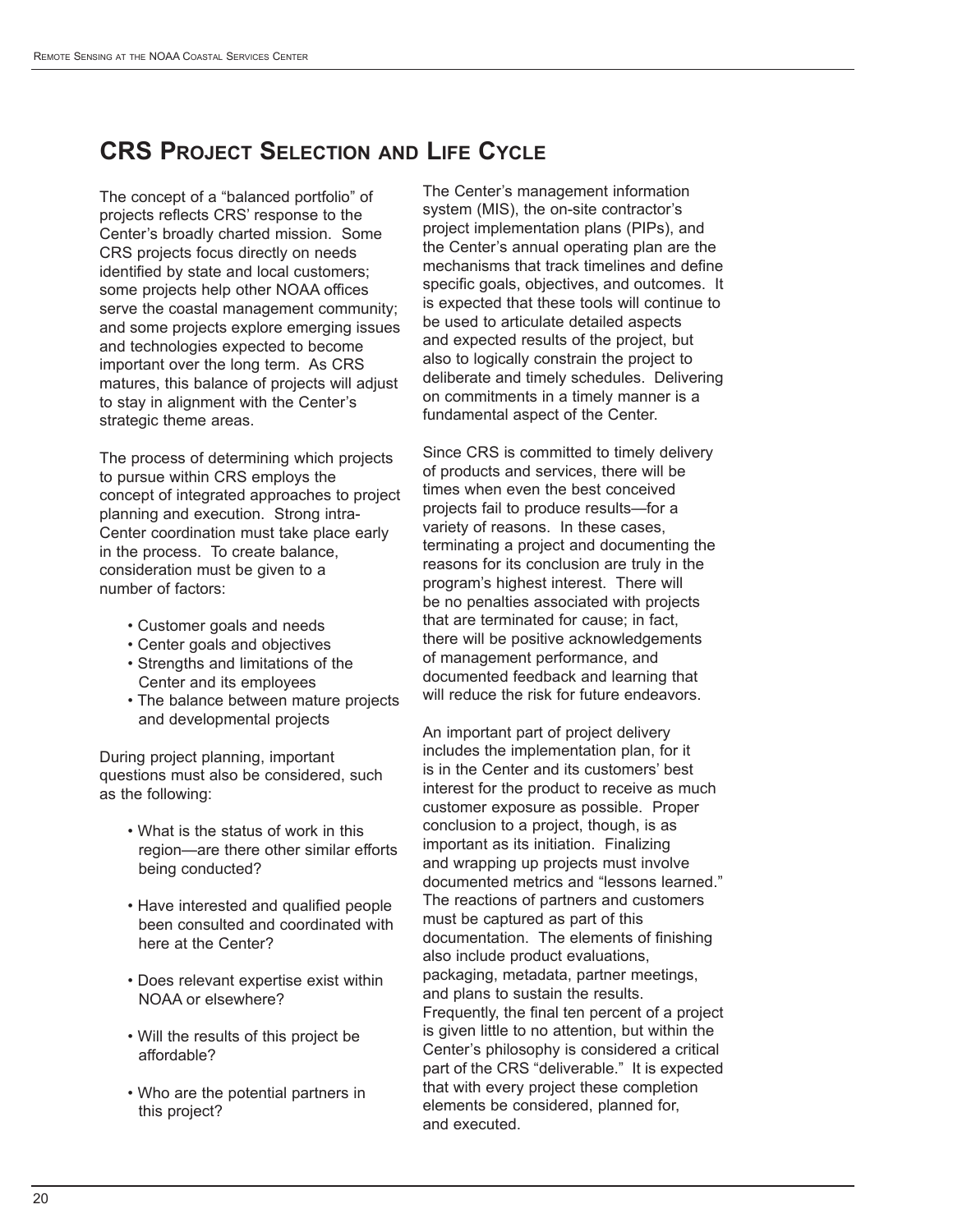## CRS Project Selection and Life Cycle

The concept of a "balanced portfolio" of projects reflects CRS' response to the Center's broadly charted mission. Some CRS projects focus directly on needs identified by state and local customers; some projects help other NOAA offices serve the coastal management community; and some projects explore emerging issues and technologies expected to become important over the long term. As CRS matures, this balance of projects will adjust to stay in alignment with the Center's strategic theme areas.

The process of determining which projects to pursue within CRS employs the concept of integrated approaches to project planning and execution. Strong intra-Center coordination must take place early in the process. To create balance, consideration must be given to a number of factors:

- Customer goals and needs
- Center goals and objectives
- Strengths and limitations of the Center and its employees
- The balance between mature projects and developmental projects

During project planning, important questions must also be considered, such as the following:

- What is the status of work in this region—are there other similar efforts being conducted?
- Have interested and qualified people been consulted and coordinated with here at the Center?
- Does relevant expertise exist within NOAA or elsewhere?
- Will the results of this project be affordable?
- Who are the potential partners in this project?

The Center's management information system (MIS), the on-site contractor's project implementation plans (PIPs), and the Center's annual operating plan are the mechanisms that track timelines and define specific goals, objectives, and outcomes. It is expected that these tools will continue to be used to articulate detailed aspects and expected results of the project, but also to logically constrain the project to deliberate and timely schedules. Delivering on commitments in a timely manner is a fundamental aspect of the Center.

Since CRS is committed to timely delivery of products and services, there will be times when even the best conceived projects fail to produce results—for a variety of reasons. In these cases, terminating a project and documenting the reasons for its conclusion are truly in the program's highest interest. There will be no penalties associated with projects that are terminated for cause; in fact, there will be positive acknowledgements of management performance, and documented feedback and learning that will reduce the risk for future endeavors.

An important part of project delivery includes the implementation plan, for it is in the Center and its customers' best interest for the product to receive as much customer exposure as possible. Proper conclusion to a project, though, is as important as its initiation. Finalizing and wrapping up projects must involve documented metrics and "lessons learned." The reactions of partners and customers must be captured as part of this documentation. The elements of finishing also include product evaluations, packaging, metadata, partner meetings, and plans to sustain the results. Frequently, the final ten percent of a project is given little to no attention, but within the Center's philosophy is considered a critical part of the CRS "deliverable." It is expected that with every project these completion elements be considered, planned for, and executed.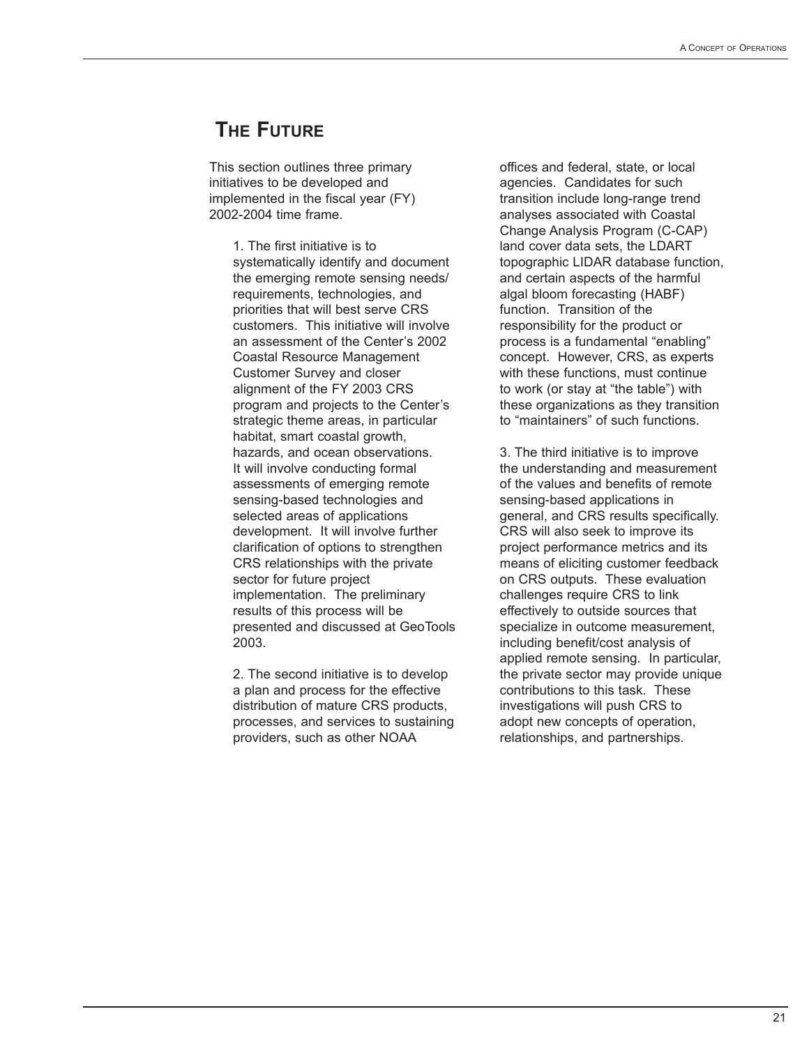## The Future

This section outlines three primary initiatives to be developed and implemented in the fiscal year (FY) 2002-2004 time frame.

1. The first initiative is to systematically identify and document the emerging remote sensing needs/ requirements, technologies, and priorities that will best serve CRS customers. This initiative will involve an assessment of the Center's 2002 Coastal Resource Management Customer Survey and closer alignment of the FY 2003 CRS program and projects to the Center's strategic theme areas, in particular habitat, smart coastal growth, hazards, and ocean observations. It will involve conducting formal assessments of emerging remote sensing-based technologies and selected areas of applications development. It will involve further clarification of options to strengthen CRS relationships with the private sector for future project implementation. The preliminary results of this process will be presented and discussed at GeoTools 2003.

2. The second initiative is to develop a plan and process for the effective distribution of mature CRS products, processes, and services to sustaining providers, such as other NOAA offices and federal, state, or local agencies. Candidates for such transition include long-range trend analyses associated with Coastal Change Analysis Program (C-CAP) land cover data sets, the LDART topographic LIDAR database function, and certain aspects of the harmful algal bloom forecasting (HABF) function. Transition of the responsibility for the product or process is a fundamental "enabling" concept. However, CRS, as experts with these functions, must continue to work (or stay at "the table") with these organizations as they transition to "maintainers" of such functions.

3. The third initiative is to improve the understanding and measurement of the values and benefits of remote sensing-based applications in general, and CRS results specifically. CRS will also seek to improve its project performance metrics and its means of eliciting customer feedback on CRS outputs. These evaluation challenges require CRS to link effectively to outside sources that specialize in outcome measurement, including benefit/cost analysis of applied remote sensing. In particular, the private sector may provide unique contributions to this task. These investigations will push CRS to adopt new concepts of operation, relationships, and partnerships.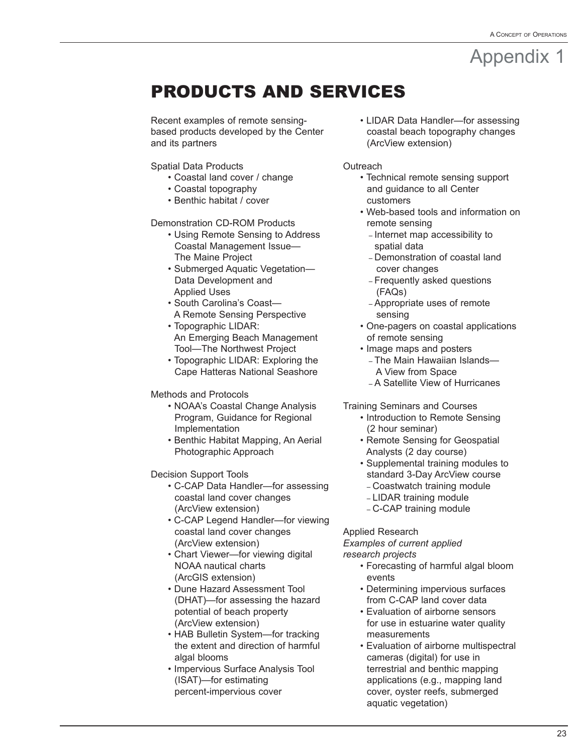# Appendix 1

## PRODUCTS AND SERVICES

Recent examples of remote sensing-based products developed by the Center and its partners

Spatial Data Products

- Coastal land cover / change
- Coastal topography
- Benthic habitat / cover

Demonstration CD-ROM Products

- Using Remote Sensing to Address Coastal Management Issue—The Maine Project
- Submerged Aquatic Vegetation—Data Development and Applied Uses
- South Carolina's Coast—A Remote Sensing Perspective
- Topographic LIDAR: An Emerging Beach Management Tool—The Northwest Project
- Topographic LIDAR: Exploring the Cape Hatteras National Seashore

Methods and Protocols

- NOAA's Coastal Change Analysis Program, Guidance for Regional Implementation
- Benthic Habitat Mapping, An Aerial Photographic Approach

Decision Support Tools

- C-CAP Data Handler—for assessing coastal land cover changes (ArcView extension)
- C-CAP Legend Handler—for viewing coastal land cover changes (ArcView extension)
- Chart Viewer—for viewing digital NOAA nautical charts (ArcGIS extension)
- Dune Hazard Assessment Tool (DHAT)—for assessing the hazard potential of beach property (ArcView extension)
- HAB Bulletin System—for tracking the extent and direction of harmful algal blooms
- Impervious Surface Analysis Tool (ISAT)—for estimating percent-impervious cover
- LIDAR Data Handler—for assessing coastal beach topography changes (ArcView extension)

Outreach

- Technical remote sensing support and guidance to all Center customers
- Web-based tools and information on remote sensing
  - Internet map accessibility to spatial data
  - Demonstration of coastal land cover changes
  - Frequently asked questions (FAQs)
  - Appropriate uses of remote sensing
- One-pagers on coastal applications of remote sensing
- Image maps and posters
  - The Main Hawaiian Islands—A View from Space
  - A Satellite View of Hurricanes

Training Seminars and Courses

- Introduction to Remote Sensing (2 hour seminar)
- Remote Sensing for Geospatial Analysts (2 day course)
- Supplemental training modules to standard 3-Day ArcView course
  - Coastwatch training module
  - LIDAR training module
  - C-CAP training module

Applied Research

*Examples of current applied research projects*

- Forecasting of harmful algal bloom events
- Determining impervious surfaces from C-CAP land cover data
- Evaluation of airborne sensors for use in estuarine water quality measurements
- Evaluation of airborne multispectral cameras (digital) for use in terrestrial and benthic mapping applications (e.g., mapping land cover, oyster reefs, submerged aquatic vegetation)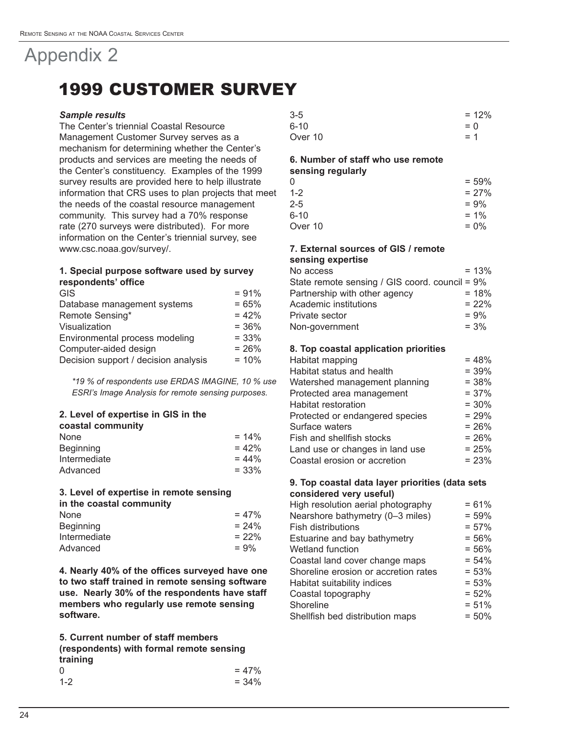# Appendix 2

## 1999 CUSTOMER SURVEY

***Sample results***

The Center's triennial Coastal Resource Management Customer Survey serves as a mechanism for determining whether the Center's products and services are meeting the needs of the Center's constituency. Examples of the 1999 survey results are provided here to help illustrate information that CRS uses to plan projects that meet the needs of the coastal resource management community. This survey had a 70% response rate (270 surveys were distributed). For more information on the Center's triennial survey, see www.csc.noaa.gov/survey/.

**1. Special purpose software used by survey respondents' office**

| | |
|---|---|
| GIS | = 91% |
| Database management systems | = 65% |
| Remote Sensing* | = 42% |
| Visualization | = 36% |
| Environmental process modeling | = 33% |
| Computer-aided design | = 26% |
| Decision support / decision analysis | = 10% |

*\*19 % of respondents use ERDAS IMAGINE, 10 % use ESRI's Image Analysis for remote sensing purposes.*

**2. Level of expertise in GIS in the coastal community**

| | |
|---|---|
| None | = 14% |
| Beginning | = 42% |
| Intermediate | = 44% |
| Advanced | = 33% |

**3. Level of expertise in remote sensing in the coastal community**

| | |
|---|---|
| None | = 47% |
| Beginning | = 24% |
| Intermediate | = 22% |
| Advanced | = 9% |

**4. Nearly 40% of the offices surveyed have one to two staff trained in remote sensing software use. Nearly 30% of the respondents have staff members who regularly use remote sensing software.**

**5. Current number of staff members (respondents) with formal remote sensing training**

| | |
|---|---|
| 0 | = 47% |
| 1-2 | = 34% |
| 3-5 | = 12% |
| 6-10 | = 0 |
| Over 10 | = 1 |

**6. Number of staff who use remote sensing regularly**

| | |
|---|---|
| 0 | = 59% |
| 1-2 | = 27% |
| 2-5 | = 9% |
| 6-10 | = 1% |
| Over 10 | = 0% |

**7. External sources of GIS / remote sensing expertise**

| | |
|---|---|
| No access | = 13% |
| State remote sensing / GIS coord. council | = 9% |
| Partnership with other agency | = 18% |
| Academic institutions | = 22% |
| Private sector | = 9% |
| Non-government | = 3% |

**8. Top coastal application priorities**

| | |
|---|---|
| Habitat mapping | = 48% |
| Habitat status and health | = 39% |
| Watershed management planning | = 38% |
| Protected area management | = 37% |
| Habitat restoration | = 30% |
| Protected or endangered species | = 29% |
| Surface waters | = 26% |
| Fish and shellfish stocks | = 26% |
| Land use or changes in land use | = 25% |
| Coastal erosion or accretion | = 23% |

**9. Top coastal data layer priorities (data sets considered very useful)**

| | |
|---|---|
| High resolution aerial photography | = 61% |
| Nearshore bathymetry (0–3 miles) | = 59% |
| Fish distributions | = 57% |
| Estuarine and bay bathymetry | = 56% |
| Wetland function | = 56% |
| Coastal land cover change maps | = 54% |
| Shoreline erosion or accretion rates | = 53% |
| Habitat suitability indices | = 53% |
| Coastal topography | = 52% |
| Shoreline | = 51% |
| Shellfish bed distribution maps | = 50% |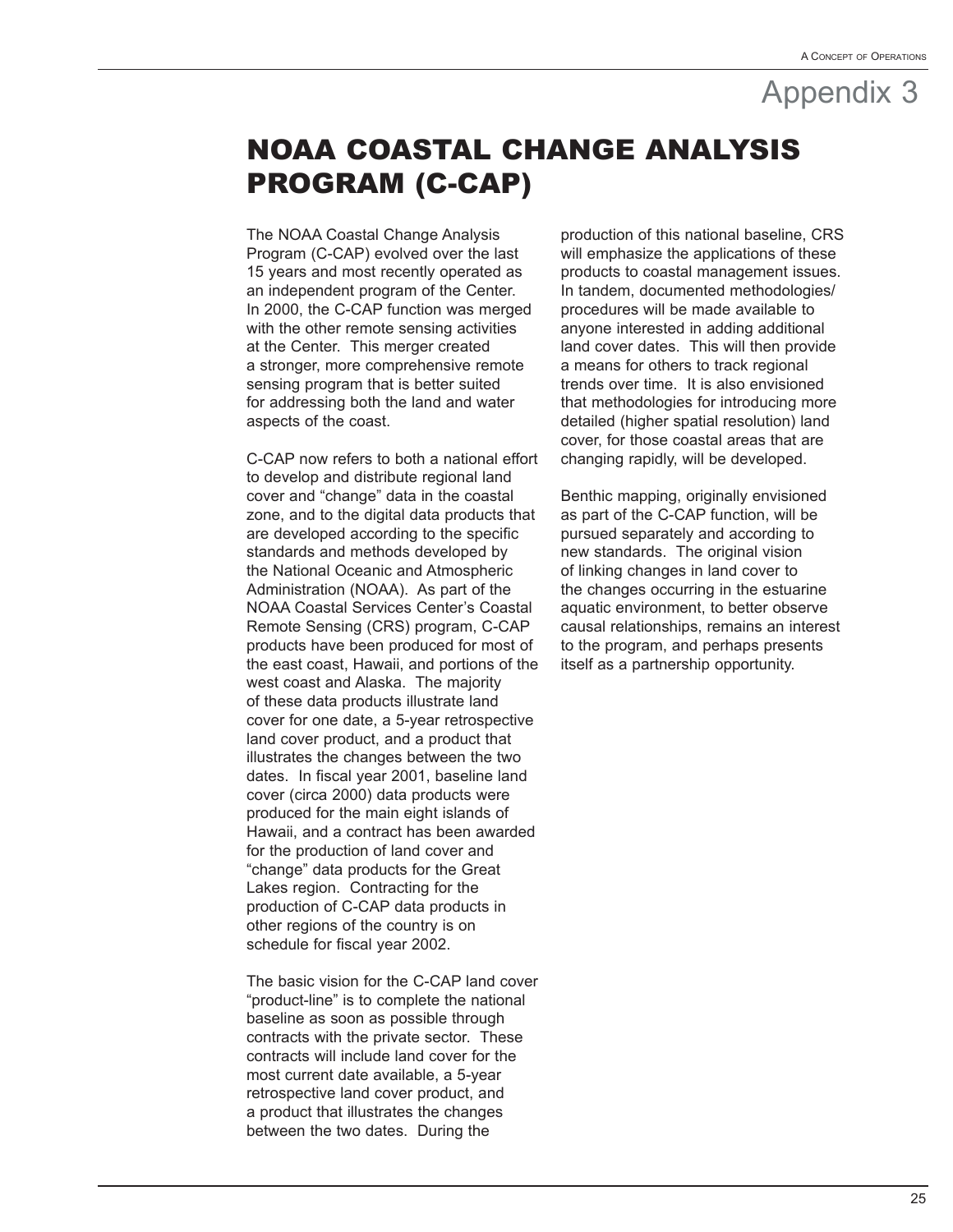# Appendix 3

## NOAA COASTAL CHANGE ANALYSIS PROGRAM (C-CAP)

The NOAA Coastal Change Analysis Program (C-CAP) evolved over the last 15 years and most recently operated as an independent program of the Center. In 2000, the C-CAP function was merged with the other remote sensing activities at the Center. This merger created a stronger, more comprehensive remote sensing program that is better suited for addressing both the land and water aspects of the coast.

C-CAP now refers to both a national effort to develop and distribute regional land cover and "change" data in the coastal zone, and to the digital data products that are developed according to the specific standards and methods developed by the National Oceanic and Atmospheric Administration (NOAA). As part of the NOAA Coastal Services Center's Coastal Remote Sensing (CRS) program, C-CAP products have been produced for most of the east coast, Hawaii, and portions of the west coast and Alaska. The majority of these data products illustrate land cover for one date, a 5-year retrospective land cover product, and a product that illustrates the changes between the two dates. In fiscal year 2001, baseline land cover (circa 2000) data products were produced for the main eight islands of Hawaii, and a contract has been awarded for the production of land cover and "change" data products for the Great Lakes region. Contracting for the production of C-CAP data products in other regions of the country is on schedule for fiscal year 2002.

The basic vision for the C-CAP land cover "product-line" is to complete the national baseline as soon as possible through contracts with the private sector. These contracts will include land cover for the most current date available, a 5-year retrospective land cover product, and a product that illustrates the changes between the two dates. During the production of this national baseline, CRS will emphasize the applications of these products to coastal management issues. In tandem, documented methodologies/procedures will be made available to anyone interested in adding additional land cover dates. This will then provide a means for others to track regional trends over time. It is also envisioned that methodologies for introducing more detailed (higher spatial resolution) land cover, for those coastal areas that are changing rapidly, will be developed.

Benthic mapping, originally envisioned as part of the C-CAP function, will be pursued separately and according to new standards. The original vision of linking changes in land cover to the changes occurring in the estuarine aquatic environment, to better observe causal relationships, remains an interest to the program, and perhaps presents itself as a partnership opportunity.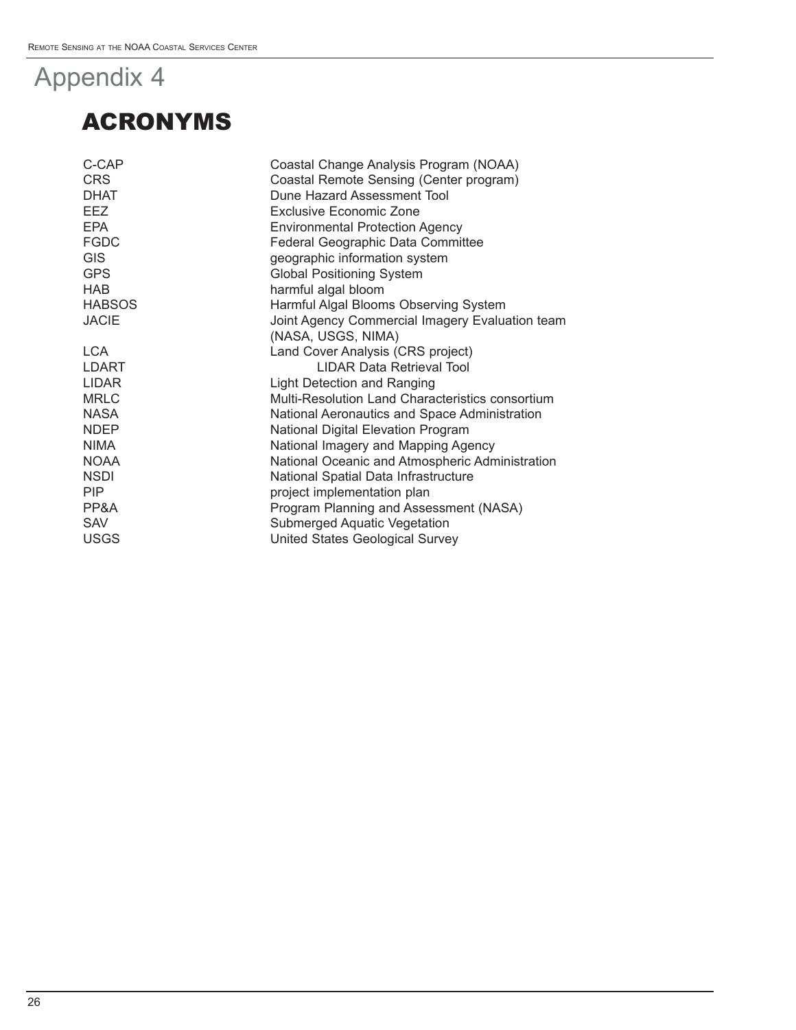# Appendix 4

## ACRONYMS

| | |
|---|---|
| C-CAP | Coastal Change Analysis Program (NOAA) |
| CRS | Coastal Remote Sensing (Center program) |
| DHAT | Dune Hazard Assessment Tool |
| EEZ | Exclusive Economic Zone |
| EPA | Environmental Protection Agency |
| FGDC | Federal Geographic Data Committee |
| GIS | geographic information system |
| GPS | Global Positioning System |
| HAB | harmful algal bloom |
| HABSOS | Harmful Algal Blooms Observing System |
| JACIE | Joint Agency Commercial Imagery Evaluation team (NASA, USGS, NIMA) |
| LCA | Land Cover Analysis (CRS project) |
| LDART | LIDAR Data Retrieval Tool |
| LIDAR | Light Detection and Ranging |
| MRLC | Multi-Resolution Land Characteristics consortium |
| NASA | National Aeronautics and Space Administration |
| NDEP | National Digital Elevation Program |
| NIMA | National Imagery and Mapping Agency |
| NOAA | National Oceanic and Atmospheric Administration |
| NSDI | National Spatial Data Infrastructure |
| PIP | project implementation plan |
| PP&A | Program Planning and Assessment (NASA) |
| SAV | Submerged Aquatic Vegetation |
| USGS | United States Geological Survey |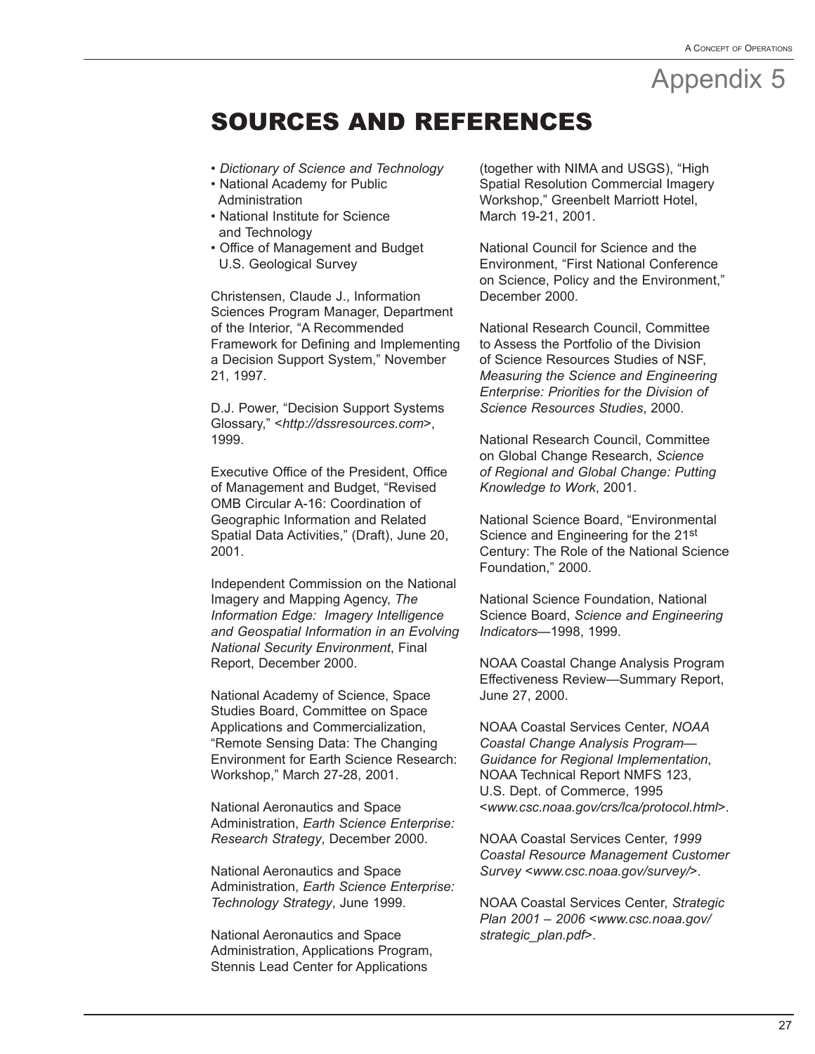# Appendix 5

## SOURCES AND REFERENCES

- *Dictionary of Science and Technology*
- National Academy for Public Administration
- National Institute for Science and Technology
- Office of Management and Budget U.S. Geological Survey

Christensen, Claude J., Information Sciences Program Manager, Department of the Interior, "A Recommended Framework for Defining and Implementing a Decision Support System," November 21, 1997.

D.J. Power, "Decision Support Systems Glossary," <*http://dssresources.com*>, 1999.

Executive Office of the President, Office of Management and Budget, "Revised OMB Circular A-16: Coordination of Geographic Information and Related Spatial Data Activities," (Draft), June 20, 2001.

Independent Commission on the National Imagery and Mapping Agency, *The Information Edge: Imagery Intelligence and Geospatial Information in an Evolving National Security Environment*, Final Report, December 2000.

National Academy of Science, Space Studies Board, Committee on Space Applications and Commercialization, "Remote Sensing Data: The Changing Environment for Earth Science Research: Workshop," March 27-28, 2001.

National Aeronautics and Space Administration, *Earth Science Enterprise: Research Strategy*, December 2000.

National Aeronautics and Space Administration, *Earth Science Enterprise: Technology Strategy*, June 1999.

National Aeronautics and Space Administration, Applications Program, Stennis Lead Center for Applications (together with NIMA and USGS), "High Spatial Resolution Commercial Imagery Workshop," Greenbelt Marriott Hotel, March 19-21, 2001.

National Council for Science and the Environment, "First National Conference on Science, Policy and the Environment," December 2000.

National Research Council, Committee to Assess the Portfolio of the Division of Science Resources Studies of NSF, *Measuring the Science and Engineering Enterprise: Priorities for the Division of Science Resources Studies*, 2000.

National Research Council, Committee on Global Change Research, *Science of Regional and Global Change: Putting Knowledge to Work*, 2001.

National Science Board, "Environmental Science and Engineering for the 21st Century: The Role of the National Science Foundation," 2000.

National Science Foundation, National Science Board, *Science and Engineering Indicators*—1998, 1999.

NOAA Coastal Change Analysis Program Effectiveness Review—Summary Report, June 27, 2000.

NOAA Coastal Services Center, *NOAA Coastal Change Analysis Program—Guidance for Regional Implementation*, NOAA Technical Report NMFS 123, U.S. Dept. of Commerce, 1995 <*www.csc.noaa.gov/crs/lca/protocol.html*>.

NOAA Coastal Services Center, *1999 Coastal Resource Management Customer Survey <www.csc.noaa.gov/survey/>*.

NOAA Coastal Services Center, *Strategic Plan 2001 – 2006 <www.csc.noaa.gov/strategic_plan.pdf>*.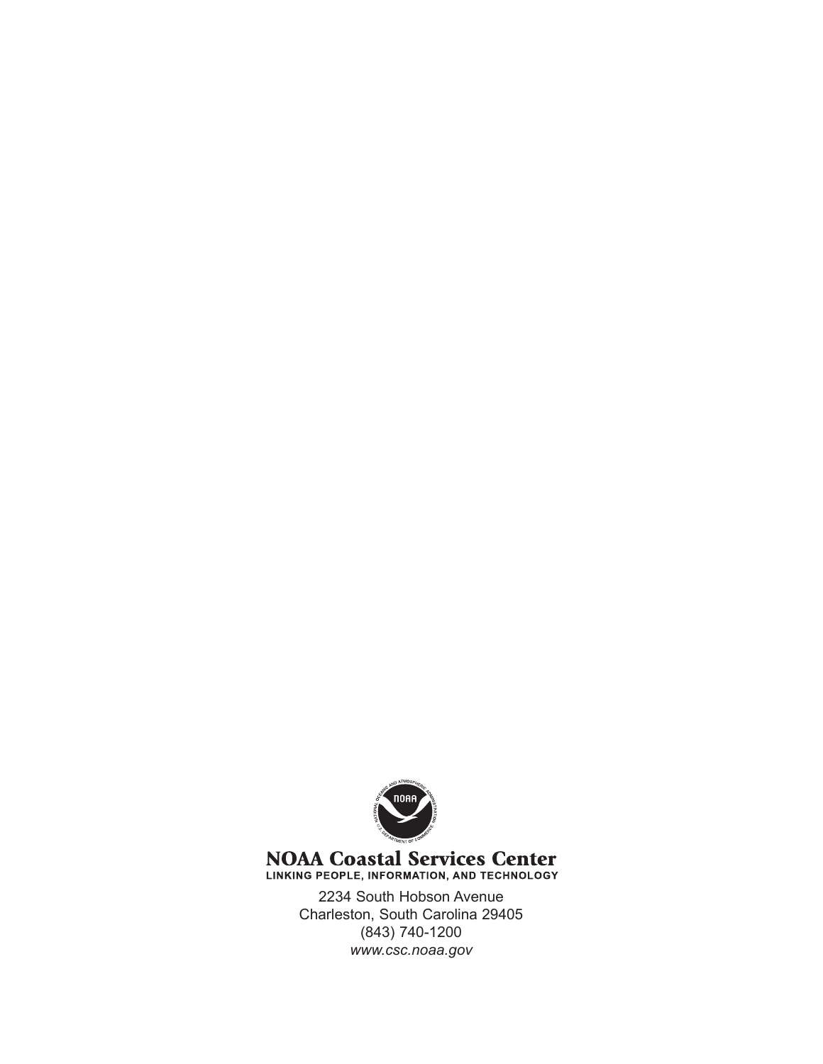**NOAA Coastal Services Center**
LINKING PEOPLE, INFORMATION, AND TECHNOLOGY

2234 South Hobson Avenue
Charleston, South Carolina 29405
(843) 740-1200
*www.csc.noaa.gov*